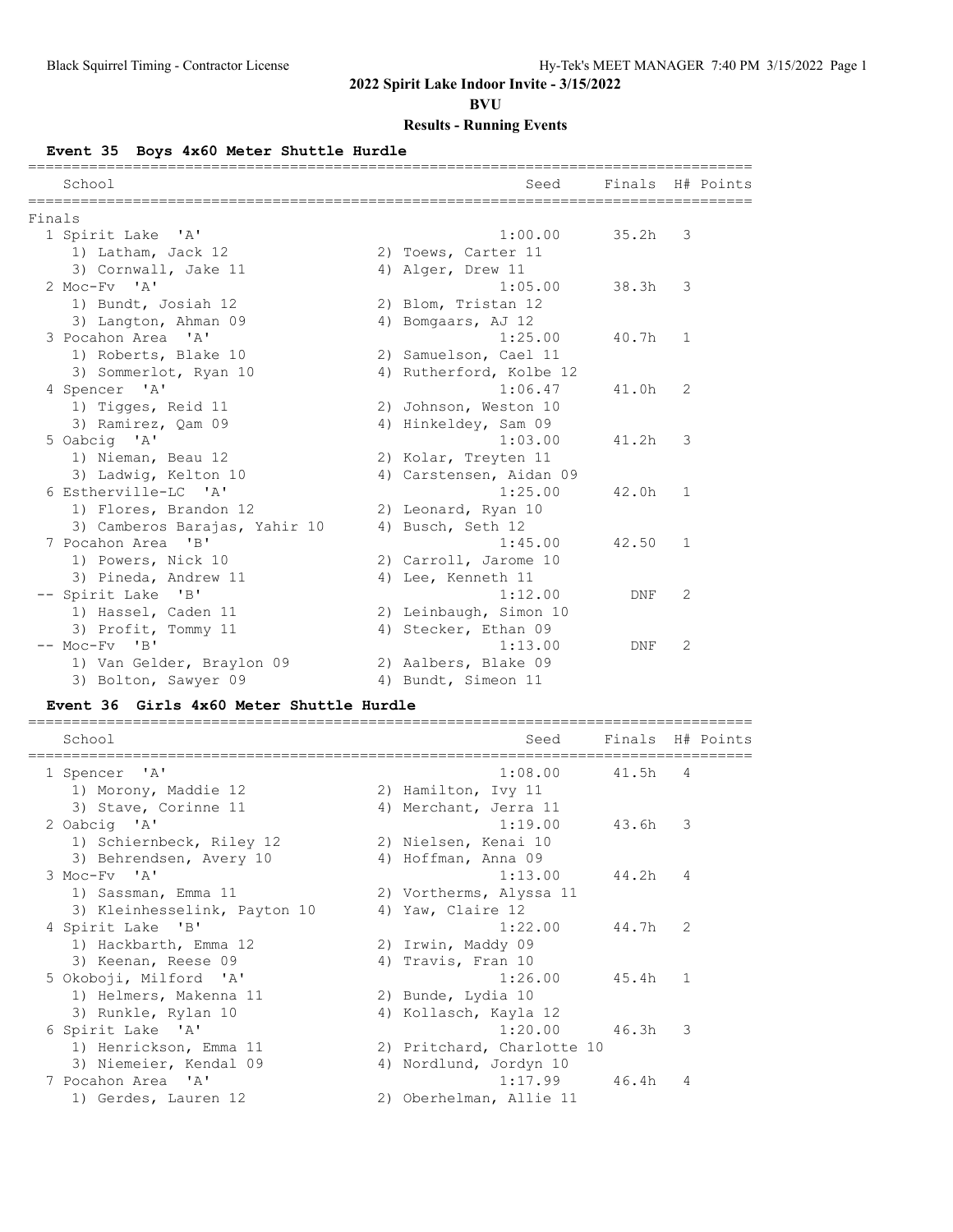# 2022 Spirit Lake Indoor Invite - 3/15/2022

## BVU

## Results - Running Events

### Event 35 Boys 4x60 Meter Shuttle Hurdle

| School | Seed | Finals | H# | Points |
|---|---|---|---|---|
| **Finals** | | | | |
| 1 Spirit Lake 'A' | 1:00.00 | 35.2h | 3 | |
| 1) Latham, Jack 12; 2) Toews, Carter 11; 3) Cornwall, Jake 11; 4) Alger, Drew 11 | | | | |
| 2 Moc-Fv 'A' | 1:05.00 | 38.3h | 3 | |
| 1) Bundt, Josiah 12; 2) Blom, Tristan 12; 3) Langton, Ahman 09; 4) Bomgaars, AJ 12 | | | | |
| 3 Pocahon Area 'A' | 1:25.00 | 40.7h | 1 | |
| 1) Roberts, Blake 10; 2) Samuelson, Cael 11; 3) Sommerlot, Ryan 10; 4) Rutherford, Kolbe 12 | | | | |
| 4 Spencer 'A' | 1:06.47 | 41.0h | 2 | |
| 1) Tigges, Reid 11; 2) Johnson, Weston 10; 3) Ramirez, Qam 09; 4) Hinkeldey, Sam 09 | | | | |
| 5 Oabcig 'A' | 1:03.00 | 41.2h | 3 | |
| 1) Nieman, Beau 12; 2) Kolar, Treyten 11; 3) Ladwig, Kelton 10; 4) Carstensen, Aidan 09 | | | | |
| 6 Estherville-LC 'A' | 1:25.00 | 42.0h | 1 | |
| 1) Flores, Brandon 12; 2) Leonard, Ryan 10; 3) Camberos Barajas, Yahir 10; 4) Busch, Seth 12 | | | | |
| 7 Pocahon Area 'B' | 1:45.00 | 42.50 | 1 | |
| 1) Powers, Nick 10; 2) Carroll, Jarome 10; 3) Pineda, Andrew 11; 4) Lee, Kenneth 11 | | | | |
| -- Spirit Lake 'B' | 1:12.00 | DNF | 2 | |
| 1) Hassel, Caden 11; 2) Leinbaugh, Simon 10; 3) Profit, Tommy 11; 4) Stecker, Ethan 09 | | | | |
| -- Moc-Fv 'B' | 1:13.00 | DNF | 2 | |
| 1) Van Gelder, Braylon 09; 2) Aalbers, Blake 09; 3) Bolton, Sawyer 09; 4) Bundt, Simeon 11 | | | | |

### Event 36 Girls 4x60 Meter Shuttle Hurdle

| School | Seed | Finals | H# | Points |
|---|---|---|---|---|
| 1 Spencer 'A' | 1:08.00 | 41.5h | 4 | |
| 1) Morony, Maddie 12; 2) Hamilton, Ivy 11; 3) Stave, Corinne 11; 4) Merchant, Jerra 11 | | | | |
| 2 Oabcig 'A' | 1:19.00 | 43.6h | 3 | |
| 1) Schiernbeck, Riley 12; 2) Nielsen, Kenai 10; 3) Behrendsen, Avery 10; 4) Hoffman, Anna 09 | | | | |
| 3 Moc-Fv 'A' | 1:13.00 | 44.2h | 4 | |
| 1) Sassman, Emma 11; 2) Vortherms, Alyssa 11; 3) Kleinhesselink, Payton 10; 4) Yaw, Claire 12 | | | | |
| 4 Spirit Lake 'B' | 1:22.00 | 44.7h | 2 | |
| 1) Hackbarth, Emma 12; 2) Irwin, Maddy 09; 3) Keenan, Reese 09; 4) Travis, Fran 10 | | | | |
| 5 Okoboji, Milford 'A' | 1:26.00 | 45.4h | 1 | |
| 1) Helmers, Makenna 11; 2) Bunde, Lydia 10; 3) Runkle, Rylan 10; 4) Kollasch, Kayla 12 | | | | |
| 6 Spirit Lake 'A' | 1:20.00 | 46.3h | 3 | |
| 1) Henrickson, Emma 11; 2) Pritchard, Charlotte 10; 3) Niemeier, Kendal 09; 4) Nordlund, Jordyn 10 | | | | |
| 7 Pocahon Area 'A' | 1:17.99 | 46.4h | 4 | |
| 1) Gerdes, Lauren 12; 2) Oberhelman, Allie 11 | | | | |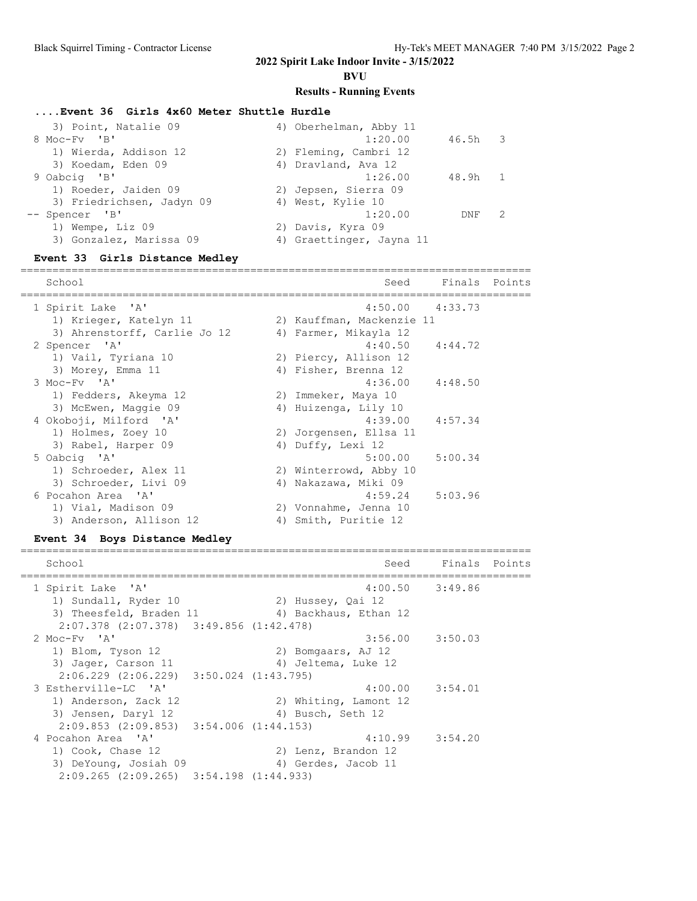## 2022 Spirit Lake Indoor Invite - 3/15/2022

**BVU**

**Results - Running Events**

### ....Event 36 Girls 4x60 Meter Shuttle Hurdle

```
   3) Point, Natalie 09               4) Oberhelman, Abby 11
 8 Moc-Fv  'B'                                  1:20.00      46.5h   3
   1) Wierda, Addison 12              2) Fleming, Cambri 12
   3) Koedam, Eden 09                 4) Dravland, Ava 12
 9 Oabcig  'B'                                  1:26.00      48.9h   1
   1) Roeder, Jaiden 09               2) Jepsen, Sierra 09
   3) Friedrichsen, Jadyn 09          4) West, Kylie 10
-- Spencer  'B'                                 1:20.00        DNF   2
   1) Wempe, Liz 09                   2) Davis, Kyra 09
   3) Gonzalez, Marissa 09            4) Graettinger, Jayna 11
```

### Event 33 Girls Distance Medley

```
===============================================================================
   School                                          Seed     Finals  Points
===============================================================================
 1 Spirit Lake  'A'                              4:50.00    4:33.73
   1) Krieger, Katelyn 11             2) Kauffman, Mackenzie 11
   3) Ahrenstorff, Carlie Jo 12       4) Farmer, Mikayla 12
 2 Spencer  'A'                                  4:40.50    4:44.72
   1) Vail, Tyriana 10                2) Piercy, Allison 12
   3) Morey, Emma 11                  4) Fisher, Brenna 12
 3 Moc-Fv  'A'                                   4:36.00    4:48.50
   1) Fedders, Akeyma 12              2) Immeker, Maya 10
   3) McEwen, Maggie 09               4) Huizenga, Lily 10
 4 Okoboji, Milford  'A'                         4:39.00    4:57.34
   1) Holmes, Zoey 10                 2) Jorgensen, Ellsa 11
   3) Rabel, Harper 09                4) Duffy, Lexi 12
 5 Oabcig  'A'                                   5:00.00    5:00.34
   1) Schroeder, Alex 11              2) Winterrowd, Abby 10
   3) Schroeder, Livi 09              4) Nakazawa, Miki 09
 6 Pocahon Area  'A'                             4:59.24    5:03.96
   1) Vial, Madison 09                2) Vonnahme, Jenna 10
   3) Anderson, Allison 12            4) Smith, Puritie 12
```

### Event 34 Boys Distance Medley

```
===============================================================================
   School                                          Seed     Finals  Points
===============================================================================
 1 Spirit Lake  'A'                              4:00.50    3:49.86
   1) Sundall, Ryder 10               2) Hussey, Qai 12
   3) Theesfeld, Braden 11            4) Backhaus, Ethan 12
     2:07.378 (2:07.378)  3:49.856 (1:42.478)
 2 Moc-Fv  'A'                                   3:56.00    3:50.03
   1) Blom, Tyson 12                  2) Bomgaars, AJ 12
   3) Jager, Carson 11                4) Jeltema, Luke 12
     2:06.229 (2:06.229)  3:50.024 (1:43.795)
 3 Estherville-LC  'A'                           4:00.00    3:54.01
   1) Anderson, Zack 12               2) Whiting, Lamont 12
   3) Jensen, Daryl 12                4) Busch, Seth 12
     2:09.853 (2:09.853)  3:54.006 (1:44.153)
 4 Pocahon Area  'A'                             4:10.99    3:54.20
   1) Cook, Chase 12                  2) Lenz, Brandon 12
   3) DeYoung, Josiah 09              4) Gerdes, Jacob 11
     2:09.265 (2:09.265)  3:54.198 (1:44.933)
```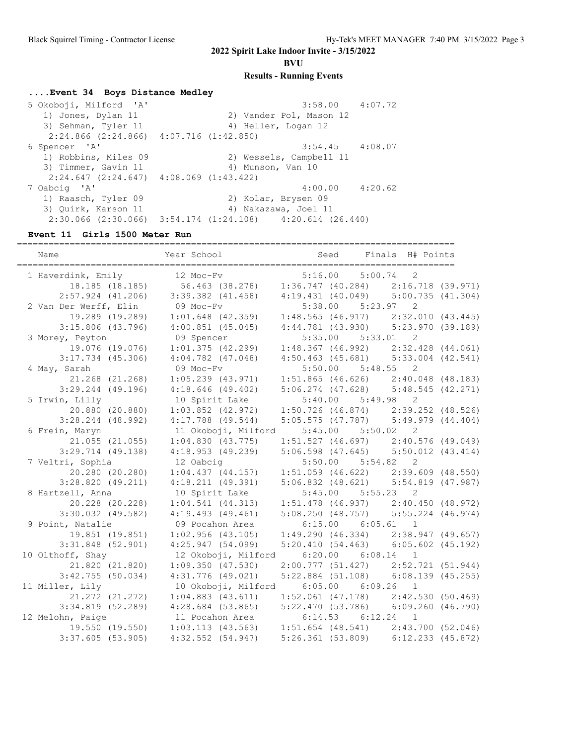**2022 Spirit Lake Indoor Invite - 3/15/2022**

**BVU**

**Results - Running Events**

### ....Event 34 Boys Distance Medley

```
 5 Okoboji, Milford  'A'                               3:58.00    4:07.72  
    1) Jones, Dylan 11                 2) Vander Pol, Mason 12           
    3) Sehman, Tyler 11                4) Heller, Logan 12               
     2:24.866 (2:24.866)  4:07.716 (1:42.850)
 6 Spencer  'A'                                        3:54.45    4:08.07  
    1) Robbins, Miles 09               2) Wessels, Campbell 11           
    3) Timmer, Gavin 11                4) Munson, Van 10                 
     2:24.647 (2:24.647)  4:08.069 (1:43.422)
 7 Oabcig  'A'                                         4:00.00    4:20.62  
    1) Raasch, Tyler 09                2) Kolar, Brysen 09               
    3) Quirk, Karson 11                4) Nakazawa, Joel 11              
     2:30.066 (2:30.066)  3:54.174 (1:24.108)   4:20.614 (26.440)
```

### Event 11  Girls 1500 Meter Run

```
===================================================================================
    Name                    Year School                Seed     Finals  H# Points 
===================================================================================
  1 Haverdink, Emily        12 Moc-Fv                5:16.00    5:00.74   2  
         18.185 (18.185)       56.463 (38.278)     1:36.747 (40.284)     2:16.718 (39.971)
       2:57.924 (41.206)     3:39.382 (41.458)     4:19.431 (40.049)     5:00.735 (41.304)
  2 Van Der Werff, Elin     09 Moc-Fv                5:38.00    5:23.97   2  
         19.289 (19.289)     1:01.648 (42.359)     1:48.565 (46.917)     2:32.010 (43.445)
       3:15.806 (43.796)     4:00.851 (45.045)     4:44.781 (43.930)     5:23.970 (39.189)
  3 Morey, Peyton           09 Spencer               5:35.00    5:33.01   2  
         19.076 (19.076)     1:01.375 (42.299)     1:48.367 (46.992)     2:32.428 (44.061)
       3:17.734 (45.306)     4:04.782 (47.048)     4:50.463 (45.681)     5:33.004 (42.541)
  4 May, Sarah              09 Moc-Fv                5:50.00    5:48.55   2  
         21.268 (21.268)     1:05.239 (43.971)     1:51.865 (46.626)     2:40.048 (48.183)
       3:29.244 (49.196)     4:18.646 (49.402)     5:06.274 (47.628)     5:48.545 (42.271)
  5 Irwin, Lilly            10 Spirit Lake           5:40.00    5:49.98   2  
         20.880 (20.880)     1:03.852 (42.972)     1:50.726 (46.874)     2:39.252 (48.526)
       3:28.244 (48.992)     4:17.788 (49.544)     5:05.575 (47.787)     5:49.979 (44.404)
  6 Frein, Maryn            11 Okoboji, Milford      5:45.00    5:50.02   2  
         21.055 (21.055)     1:04.830 (43.775)     1:51.527 (46.697)     2:40.576 (49.049)
       3:29.714 (49.138)     4:18.953 (49.239)     5:06.598 (47.645)     5:50.012 (43.414)
  7 Veltri, Sophia          12 Oabcig                5:50.00    5:54.82   2  
         20.280 (20.280)     1:04.437 (44.157)     1:51.059 (46.622)     2:39.609 (48.550)
       3:28.820 (49.211)     4:18.211 (49.391)     5:06.832 (48.621)     5:54.819 (47.987)
  8 Hartzell, Anna          10 Spirit Lake           5:45.00    5:55.23   2  
         20.228 (20.228)     1:04.541 (44.313)     1:51.478 (46.937)     2:40.450 (48.972)
       3:30.032 (49.582)     4:19.493 (49.461)     5:08.250 (48.757)     5:55.224 (46.974)
  9 Point, Natalie          09 Pocahon Area          6:15.00    6:05.61   1  
         19.851 (19.851)     1:02.956 (43.105)     1:49.290 (46.334)     2:38.947 (49.657)
       3:31.848 (52.901)     4:25.947 (54.099)     5:20.410 (54.463)     6:05.602 (45.192)
 10 Olthoff, Shay           12 Okoboji, Milford      6:20.00    6:08.14   1  
         21.820 (21.820)     1:09.350 (47.530)     2:00.777 (51.427)     2:52.721 (51.944)
       3:42.755 (50.034)     4:31.776 (49.021)     5:22.884 (51.108)     6:08.139 (45.255)
 11 Miller, Lily            10 Okoboji, Milford      6:05.00    6:09.26   1  
         21.272 (21.272)     1:04.883 (43.611)     1:52.061 (47.178)     2:42.530 (50.469)
       3:34.819 (52.289)     4:28.684 (53.865)     5:22.470 (53.786)     6:09.260 (46.790)
 12 Melohn, Paige           11 Pocahon Area          6:14.53    6:12.24   1  
         19.550 (19.550)     1:03.113 (43.563)     1:51.654 (48.541)     2:43.700 (52.046)
       3:37.605 (53.905)     4:32.552 (54.947)     5:26.361 (53.809)     6:12.233 (45.872)
```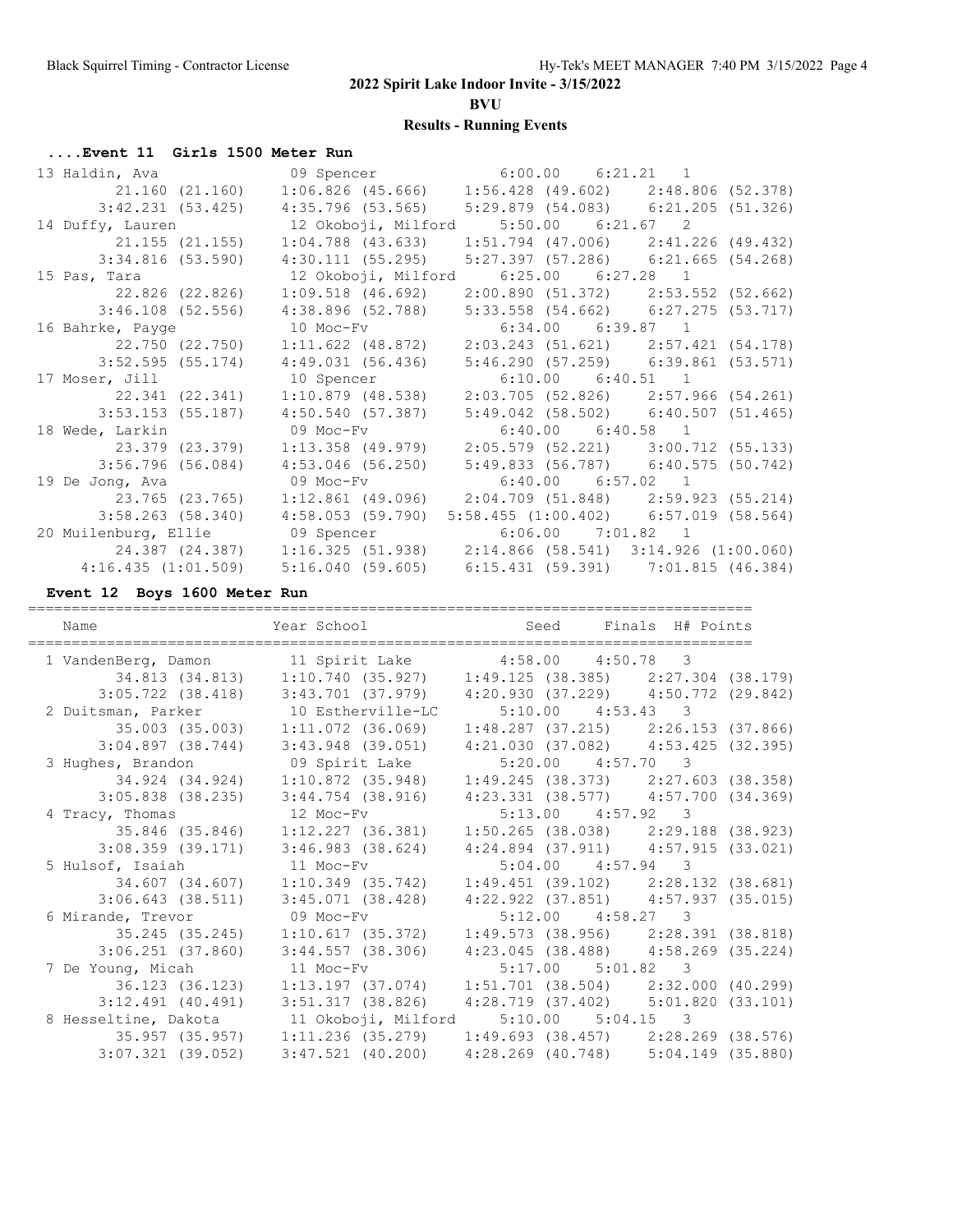# 2022 Spirit Lake Indoor Invite - 3/15/2022

**BVU**

**Results - Running Events**

### ....Event 11 Girls 1500 Meter Run

```
 13 Haldin, Ava               09 Spencer               6:00.00     6:21.21   1
          21.160 (21.160)     1:06.826 (45.666)     1:56.428 (49.602)     2:48.806 (52.378)
        3:42.231 (53.425)     4:35.796 (53.565)     5:29.879 (54.083)     6:21.205 (51.326)
 14 Duffy, Lauren             12 Okoboji, Milford      5:50.00     6:21.67   2
          21.155 (21.155)     1:04.788 (43.633)     1:51.794 (47.006)     2:41.226 (49.432)
        3:34.816 (53.590)     4:30.111 (55.295)     5:27.397 (57.286)     6:21.665 (54.268)
 15 Pas, Tara                 12 Okoboji, Milford      6:25.00     6:27.28   1
          22.826 (22.826)     1:09.518 (46.692)     2:00.890 (51.372)     2:53.552 (52.662)
        3:46.108 (52.556)     4:38.896 (52.788)     5:33.558 (54.662)     6:27.275 (53.717)
 16 Bahrke, Payge             10 Moc-Fv                6:34.00     6:39.87   1
          22.750 (22.750)     1:11.622 (48.872)     2:03.243 (51.621)     2:57.421 (54.178)
        3:52.595 (55.174)     4:49.031 (56.436)     5:46.290 (57.259)     6:39.861 (53.571)
 17 Moser, Jill               10 Spencer               6:10.00     6:40.51   1
          22.341 (22.341)     1:10.879 (48.538)     2:03.705 (52.826)     2:57.966 (54.261)
        3:53.153 (55.187)     4:50.540 (57.387)     5:49.042 (58.502)     6:40.507 (51.465)
 18 Wede, Larkin              09 Moc-Fv                6:40.00     6:40.58   1
          23.379 (23.379)     1:13.358 (49.979)     2:05.579 (52.221)     3:00.712 (55.133)
        3:56.796 (56.084)     4:53.046 (56.250)     5:49.833 (56.787)     6:40.575 (50.742)
 19 De Jong, Ava              09 Moc-Fv                6:40.00     6:57.02   1
          23.765 (23.765)     1:12.861 (49.096)     2:04.709 (51.848)     2:59.923 (55.214)
        3:58.263 (58.340)     4:58.053 (59.790)   5:58.455 (1:00.402)     6:57.019 (58.564)
 20 Muilenburg, Ellie         09 Spencer               6:06.00     7:01.82   1
          24.387 (24.387)     1:16.325 (51.938)     2:14.866 (58.541)   3:14.926 (1:00.060)
      4:16.435 (1:01.509)     5:16.040 (59.605)     6:15.431 (59.391)     7:01.815 (46.384)
```

### Event 12 Boys 1600 Meter Run

```
=====================================================================================
 Name                    Year School                 Seed     Finals  H# Points
=====================================================================================
  1 VandenBerg, Damon         11 Spirit Lake           4:58.00     4:50.78   3
          34.813 (34.813)     1:10.740 (35.927)     1:49.125 (38.385)     2:27.304 (38.179)
        3:05.722 (38.418)     3:43.701 (37.979)     4:20.930 (37.229)     4:50.772 (29.842)
  2 Duitsman, Parker          10 Estherville-LC        5:10.00     4:53.43   3
          35.003 (35.003)     1:11.072 (36.069)     1:48.287 (37.215)     2:26.153 (37.866)
        3:04.897 (38.744)     3:43.948 (39.051)     4:21.030 (37.082)     4:53.425 (32.395)
  3 Hughes, Brandon           09 Spirit Lake           5:20.00     4:57.70   3
          34.924 (34.924)     1:10.872 (35.948)     1:49.245 (38.373)     2:27.603 (38.358)
        3:05.838 (38.235)     3:44.754 (38.916)     4:23.331 (38.577)     4:57.700 (34.369)
  4 Tracy, Thomas             12 Moc-Fv                5:13.00     4:57.92   3
          35.846 (35.846)     1:12.227 (36.381)     1:50.265 (38.038)     2:29.188 (38.923)
        3:08.359 (39.171)     3:46.983 (38.624)     4:24.894 (37.911)     4:57.915 (33.021)
  5 Hulsof, Isaiah            11 Moc-Fv                5:04.00     4:57.94   3
          34.607 (34.607)     1:10.349 (35.742)     1:49.451 (39.102)     2:28.132 (38.681)
        3:06.643 (38.511)     3:45.071 (38.428)     4:22.922 (37.851)     4:57.937 (35.015)
  6 Mirande, Trevor           09 Moc-Fv                5:12.00     4:58.27   3
          35.245 (35.245)     1:10.617 (35.372)     1:49.573 (38.956)     2:28.391 (38.818)
        3:06.251 (37.860)     3:44.557 (38.306)     4:23.045 (38.488)     4:58.269 (35.224)
  7 De Young, Micah           11 Moc-Fv                5:17.00     5:01.82   3
          36.123 (36.123)     1:13.197 (37.074)     1:51.701 (38.504)     2:32.000 (40.299)
        3:12.491 (40.491)     3:51.317 (38.826)     4:28.719 (37.402)     5:01.820 (33.101)
  8 Hesseltine, Dakota        11 Okoboji, Milford      5:10.00     5:04.15   3
          35.957 (35.957)     1:11.236 (35.279)     1:49.693 (38.457)     2:28.269 (38.576)
        3:07.321 (39.052)     3:47.521 (40.200)     4:28.269 (40.748)     5:04.149 (35.880)
```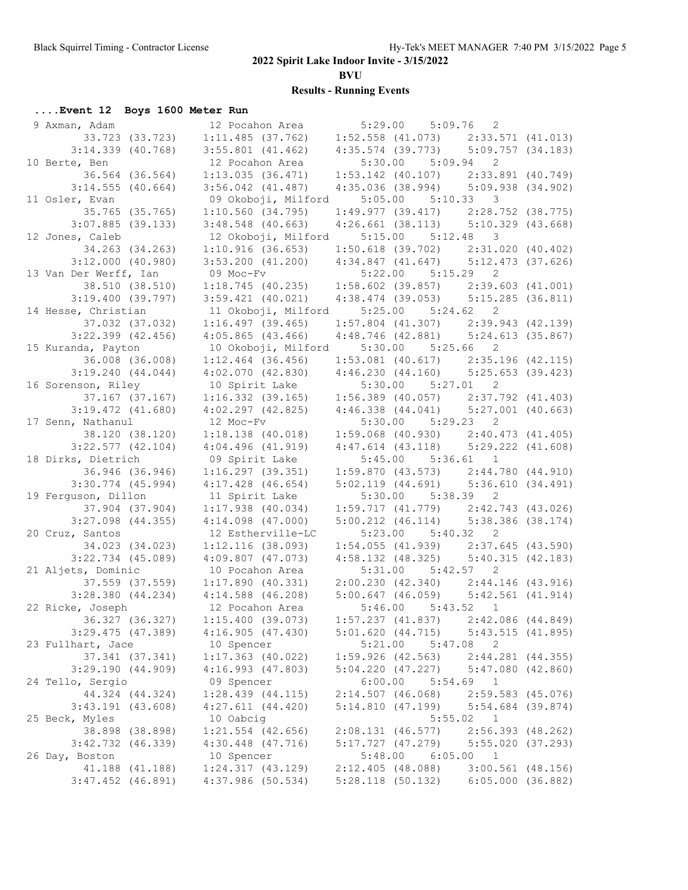## 2022 Spirit Lake Indoor Invite - 3/15/2022

**BVU**

**Results - Running Events**

### ....Event 12 Boys 1600 Meter Run

```
  9 Axman, Adam              12 Pocahon Area        5:29.00     5:09.76   2 
         33.723 (33.723)    1:11.485 (37.762)    1:52.558 (41.073)    2:33.571 (41.013)
       3:14.339 (40.768)    3:55.801 (41.462)    4:35.574 (39.773)    5:09.757 (34.183)
 10 Berte, Ben               12 Pocahon Area        5:30.00     5:09.94   2 
         36.564 (36.564)    1:13.035 (36.471)    1:53.142 (40.107)    2:33.891 (40.749)
       3:14.555 (40.664)    3:56.042 (41.487)    4:35.036 (38.994)    5:09.938 (34.902)
 11 Osler, Evan              09 Okoboji, Milford    5:05.00     5:10.33   3 
         35.765 (35.765)    1:10.560 (34.795)    1:49.977 (39.417)    2:28.752 (38.775)
       3:07.885 (39.133)    3:48.548 (40.663)    4:26.661 (38.113)    5:10.329 (43.668)
 12 Jones, Caleb             12 Okoboji, Milford    5:15.00     5:12.48   3 
         34.263 (34.263)    1:10.916 (36.653)    1:50.618 (39.702)    2:31.020 (40.402)
       3:12.000 (40.980)    3:53.200 (41.200)    4:34.847 (41.647)    5:12.473 (37.626)
 13 Van Der Werff, Ian       09 Moc-Fv              5:22.00     5:15.29   2 
         38.510 (38.510)    1:18.745 (40.235)    1:58.602 (39.857)    2:39.603 (41.001)
       3:19.400 (39.797)    3:59.421 (40.021)    4:38.474 (39.053)    5:15.285 (36.811)
 14 Hesse, Christian         11 Okoboji, Milford    5:25.00     5:24.62   2 
         37.032 (37.032)    1:16.497 (39.465)    1:57.804 (41.307)    2:39.943 (42.139)
       3:22.399 (42.456)    4:05.865 (43.466)    4:48.746 (42.881)    5:24.613 (35.867)
 15 Kuranda, Payton          10 Okoboji, Milford    5:30.00     5:25.66   2 
         36.008 (36.008)    1:12.464 (36.456)    1:53.081 (40.617)    2:35.196 (42.115)
       3:19.240 (44.044)    4:02.070 (42.830)    4:46.230 (44.160)    5:25.653 (39.423)
 16 Sorenson, Riley          10 Spirit Lake         5:30.00     5:27.01   2 
         37.167 (37.167)    1:16.332 (39.165)    1:56.389 (40.057)    2:37.792 (41.403)
       3:19.472 (41.680)    4:02.297 (42.825)    4:46.338 (44.041)    5:27.001 (40.663)
 17 Senn, Nathanul           12 Moc-Fv              5:30.00     5:29.23   2 
         38.120 (38.120)    1:18.138 (40.018)    1:59.068 (40.930)    2:40.473 (41.405)
       3:22.577 (42.104)    4:04.496 (41.919)    4:47.614 (43.118)    5:29.222 (41.608)
 18 Dirks, Dietrich          09 Spirit Lake         5:45.00     5:36.61   1 
         36.946 (36.946)    1:16.297 (39.351)    1:59.870 (43.573)    2:44.780 (44.910)
       3:30.774 (45.994)    4:17.428 (46.654)    5:02.119 (44.691)    5:36.610 (34.491)
 19 Ferguson, Dillon         11 Spirit Lake         5:30.00     5:38.39   2 
         37.904 (37.904)    1:17.938 (40.034)    1:59.717 (41.779)    2:42.743 (43.026)
       3:27.098 (44.355)    4:14.098 (47.000)    5:00.212 (46.114)    5:38.386 (38.174)
 20 Cruz, Santos             12 Estherville-LC      5:23.00     5:40.32   2 
         34.023 (34.023)    1:12.116 (38.093)    1:54.055 (41.939)    2:37.645 (43.590)
       3:22.734 (45.089)    4:09.807 (47.073)    4:58.132 (48.325)    5:40.315 (42.183)
 21 Aljets, Dominic          10 Pocahon Area        5:31.00     5:42.57   2 
         37.559 (37.559)    1:17.890 (40.331)    2:00.230 (42.340)    2:44.146 (43.916)
       3:28.380 (44.234)    4:14.588 (46.208)    5:00.647 (46.059)    5:42.561 (41.914)
 22 Ricke, Joseph            12 Pocahon Area        5:46.00     5:43.52   1 
         36.327 (36.327)    1:15.400 (39.073)    1:57.237 (41.837)    2:42.086 (44.849)
       3:29.475 (47.389)    4:16.905 (47.430)    5:01.620 (44.715)    5:43.515 (41.895)
 23 Fullhart, Jace           10 Spencer             5:21.00     5:47.08   2 
         37.341 (37.341)    1:17.363 (40.022)    1:59.926 (42.563)    2:44.281 (44.355)
       3:29.190 (44.909)    4:16.993 (47.803)    5:04.220 (47.227)    5:47.080 (42.860)
 24 Tello, Sergio            09 Spencer             6:00.00     5:54.69   1 
         44.324 (44.324)    1:28.439 (44.115)    2:14.507 (46.068)    2:59.583 (45.076)
       3:43.191 (43.608)    4:27.611 (44.420)    5:14.810 (47.199)    5:54.684 (39.874)
 25 Beck, Myles              10 Oabcig                          5:55.02   1 
         38.898 (38.898)    1:21.554 (42.656)    2:08.131 (46.577)    2:56.393 (48.262)
       3:42.732 (46.339)    4:30.448 (47.716)    5:17.727 (47.279)    5:55.020 (37.293)
 26 Day, Boston              10 Spencer             5:48.00     6:05.00   1 
         41.188 (41.188)    1:24.317 (43.129)    2:12.405 (48.088)    3:00.561 (48.156)
       3:47.452 (46.891)    4:37.986 (50.534)    5:28.118 (50.132)    6:05.000 (36.882)
```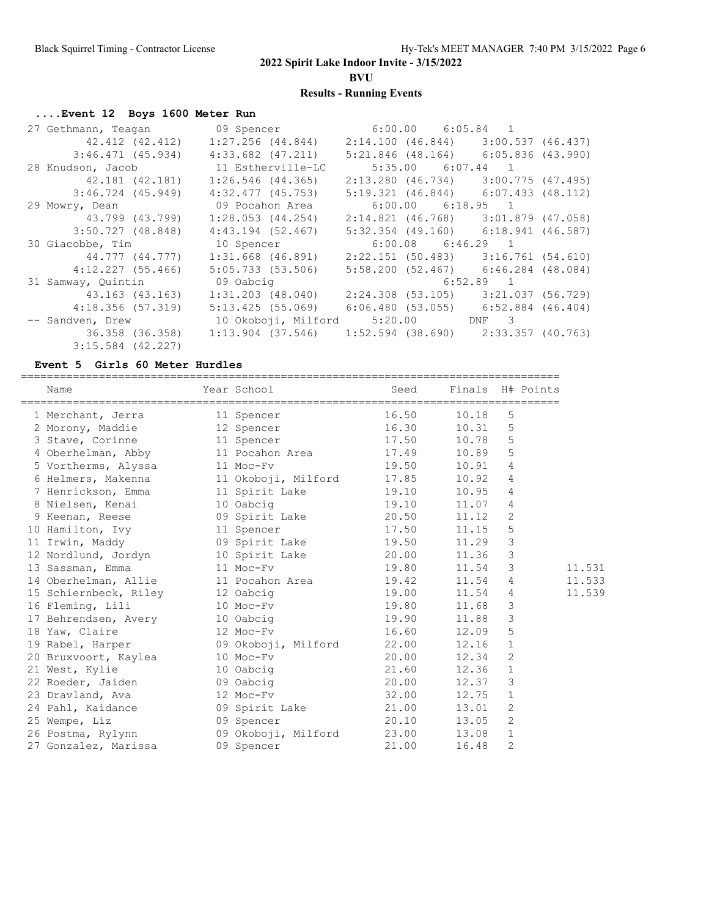## 2022 Spirit Lake Indoor Invite - 3/15/2022

**BVU**

**Results - Running Events**

### ....Event 12 Boys 1600 Meter Run

| Place | Name | Year | School | Seed | Finals | H# |
|---|---|---|---|---|---|---|
| 27 | Gethmann, Teagan | 09 | Spencer | 6:00.00 | 6:05.84 | 1 |
| | 42.412 (42.412) | 1:27.256 (44.844) | 2:14.100 (46.844) | 3:00.537 (46.437) | | |
| | 3:46.471 (45.934) | 4:33.682 (47.211) | 5:21.846 (48.164) | 6:05.836 (43.990) | | |
| 28 | Knudson, Jacob | 11 | Estherville-LC | 5:35.00 | 6:07.44 | 1 |
| | 42.181 (42.181) | 1:26.546 (44.365) | 2:13.280 (46.734) | 3:00.775 (47.495) | | |
| | 3:46.724 (45.949) | 4:32.477 (45.753) | 5:19.321 (46.844) | 6:07.433 (48.112) | | |
| 29 | Mowry, Dean | 09 | Pocahon Area | 6:00.00 | 6:18.95 | 1 |
| | 43.799 (43.799) | 1:28.053 (44.254) | 2:14.821 (46.768) | 3:01.879 (47.058) | | |
| | 3:50.727 (48.848) | 4:43.194 (52.467) | 5:32.354 (49.160) | 6:18.941 (46.587) | | |
| 30 | Giacobbe, Tim | 10 | Spencer | 6:00.08 | 6:46.29 | 1 |
| | 44.777 (44.777) | 1:31.668 (46.891) | 2:22.151 (50.483) | 3:16.761 (54.610) | | |
| | 4:12.227 (55.466) | 5:05.733 (53.506) | 5:58.200 (52.467) | 6:46.284 (48.084) | | |
| 31 | Samway, Quintin | 09 | Oabcig | | 6:52.89 | 1 |
| | 43.163 (43.163) | 1:31.203 (48.040) | 2:24.308 (53.105) | 3:21.037 (56.729) | | |
| | 4:18.356 (57.319) | 5:13.425 (55.069) | 6:06.480 (53.055) | 6:52.884 (46.404) | | |
| -- | Sandven, Drew | 10 | Okoboji, Milford | 5:20.00 | DNF | 3 |
| | 36.358 (36.358) | 1:13.904 (37.546) | 1:52.594 (38.690) | 2:33.357 (40.763) | | |
| | 3:15.584 (42.227) | | | | | |

### Event 5 Girls 60 Meter Hurdles

| Place | Name | Year | School | Seed | Finals | H# | Points | |
|---|---|---|---|---|---|---|---|---|
| 1 | Merchant, Jerra | 11 | Spencer | 16.50 | 10.18 | 5 | | |
| 2 | Morony, Maddie | 12 | Spencer | 16.30 | 10.31 | 5 | | |
| 3 | Stave, Corinne | 11 | Spencer | 17.50 | 10.78 | 5 | | |
| 4 | Oberhelman, Abby | 11 | Pocahon Area | 17.49 | 10.89 | 5 | | |
| 5 | Vortherms, Alyssa | 11 | Moc-Fv | 19.50 | 10.91 | 4 | | |
| 6 | Helmers, Makenna | 11 | Okoboji, Milford | 17.85 | 10.92 | 4 | | |
| 7 | Henrickson, Emma | 11 | Spirit Lake | 19.10 | 10.95 | 4 | | |
| 8 | Nielsen, Kenai | 10 | Oabcig | 19.10 | 11.07 | 4 | | |
| 9 | Keenan, Reese | 09 | Spirit Lake | 20.50 | 11.12 | 2 | | |
| 10 | Hamilton, Ivy | 11 | Spencer | 17.50 | 11.15 | 5 | | |
| 11 | Irwin, Maddy | 09 | Spirit Lake | 19.50 | 11.29 | 3 | | |
| 12 | Nordlund, Jordyn | 10 | Spirit Lake | 20.00 | 11.36 | 3 | | |
| 13 | Sassman, Emma | 11 | Moc-Fv | 19.80 | 11.54 | 3 | | 11.531 |
| 14 | Oberhelman, Allie | 11 | Pocahon Area | 19.42 | 11.54 | 4 | | 11.533 |
| 15 | Schiernbeck, Riley | 12 | Oabcig | 19.00 | 11.54 | 4 | | 11.539 |
| 16 | Fleming, Lili | 10 | Moc-Fv | 19.80 | 11.68 | 3 | | |
| 17 | Behrendsen, Avery | 10 | Oabcig | 19.90 | 11.88 | 3 | | |
| 18 | Yaw, Claire | 12 | Moc-Fv | 16.60 | 12.09 | 5 | | |
| 19 | Rabel, Harper | 09 | Okoboji, Milford | 22.00 | 12.16 | 1 | | |
| 20 | Bruxvoort, Kaylea | 10 | Moc-Fv | 20.00 | 12.34 | 2 | | |
| 21 | West, Kylie | 10 | Oabcig | 21.60 | 12.36 | 1 | | |
| 22 | Roeder, Jaiden | 09 | Oabcig | 20.00 | 12.37 | 3 | | |
| 23 | Dravland, Ava | 12 | Moc-Fv | 32.00 | 12.75 | 1 | | |
| 24 | Pahl, Kaidance | 09 | Spirit Lake | 21.00 | 13.01 | 2 | | |
| 25 | Wempe, Liz | 09 | Spencer | 20.10 | 13.05 | 2 | | |
| 26 | Postma, Rylynn | 09 | Okoboji, Milford | 23.00 | 13.08 | 1 | | |
| 27 | Gonzalez, Marissa | 09 | Spencer | 21.00 | 16.48 | 2 | | |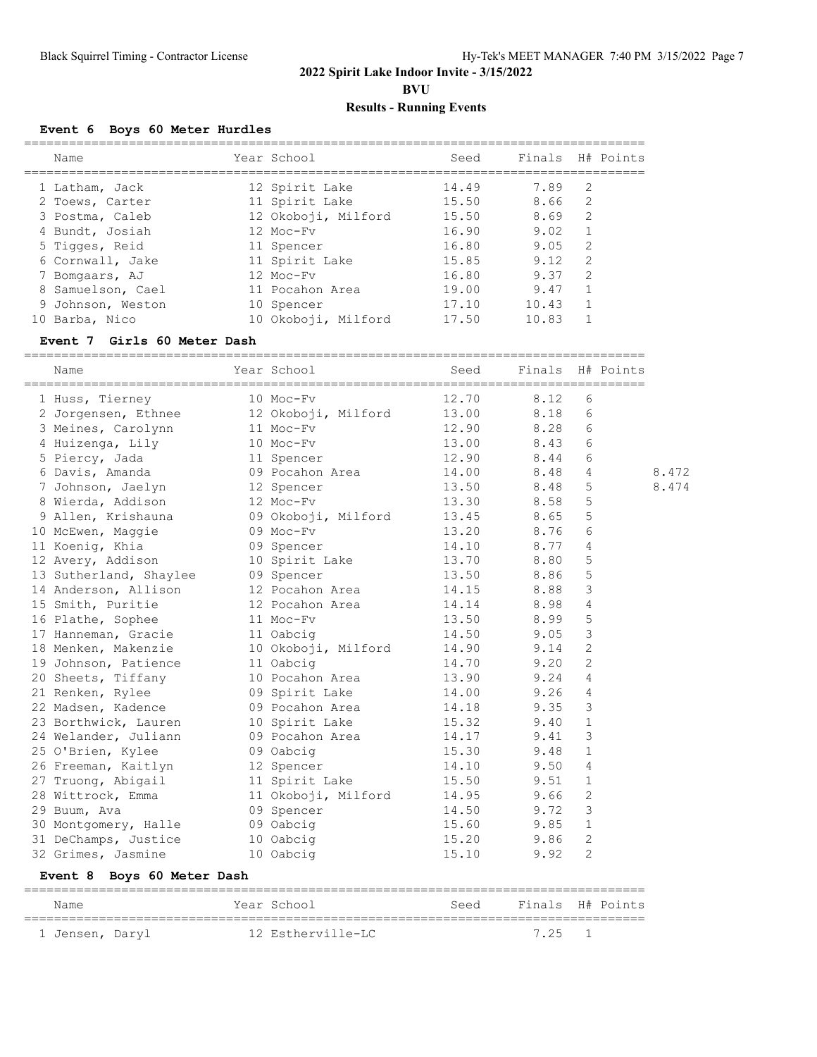## 2022 Spirit Lake Indoor Invite - 3/15/2022

**BVU**

### Results - Running Events

#### Event 6 Boys 60 Meter Hurdles

| | Name | Year | School | Seed | Finals | H# | Points |
|---|---|---|---|---|---|---|---|
| 1 | Latham, Jack | 12 | Spirit Lake | 14.49 | 7.89 | 2 | |
| 2 | Toews, Carter | 11 | Spirit Lake | 15.50 | 8.66 | 2 | |
| 3 | Postma, Caleb | 12 | Okoboji, Milford | 15.50 | 8.69 | 2 | |
| 4 | Bundt, Josiah | 12 | Moc-Fv | 16.90 | 9.02 | 1 | |
| 5 | Tigges, Reid | 11 | Spencer | 16.80 | 9.05 | 2 | |
| 6 | Cornwall, Jake | 11 | Spirit Lake | 15.85 | 9.12 | 2 | |
| 7 | Bomgaars, AJ | 12 | Moc-Fv | 16.80 | 9.37 | 2 | |
| 8 | Samuelson, Cael | 11 | Pocahon Area | 19.00 | 9.47 | 1 | |
| 9 | Johnson, Weston | 10 | Spencer | 17.10 | 10.43 | 1 | |
| 10 | Barba, Nico | 10 | Okoboji, Milford | 17.50 | 10.83 | 1 | |

#### Event 7 Girls 60 Meter Dash

| | Name | Year | School | Seed | Finals | H# | Points | |
|---|---|---|---|---|---|---|---|---|
| 1 | Huss, Tierney | 10 | Moc-Fv | 12.70 | 8.12 | 6 | | |
| 2 | Jorgensen, Ethnee | 12 | Okoboji, Milford | 13.00 | 8.18 | 6 | | |
| 3 | Meines, Carolynn | 11 | Moc-Fv | 12.90 | 8.28 | 6 | | |
| 4 | Huizenga, Lily | 10 | Moc-Fv | 13.00 | 8.43 | 6 | | |
| 5 | Piercy, Jada | 11 | Spencer | 12.90 | 8.44 | 6 | | |
| 6 | Davis, Amanda | 09 | Pocahon Area | 14.00 | 8.48 | 4 | | 8.472 |
| 7 | Johnson, Jaelyn | 12 | Spencer | 13.50 | 8.48 | 5 | | 8.474 |
| 8 | Wierda, Addison | 12 | Moc-Fv | 13.30 | 8.58 | 5 | | |
| 9 | Allen, Krishauna | 09 | Okoboji, Milford | 13.45 | 8.65 | 5 | | |
| 10 | McEwen, Maggie | 09 | Moc-Fv | 13.20 | 8.76 | 6 | | |
| 11 | Koenig, Khia | 09 | Spencer | 14.10 | 8.77 | 4 | | |
| 12 | Avery, Addison | 10 | Spirit Lake | 13.70 | 8.80 | 5 | | |
| 13 | Sutherland, Shaylee | 09 | Spencer | 13.50 | 8.86 | 5 | | |
| 14 | Anderson, Allison | 12 | Pocahon Area | 14.15 | 8.88 | 3 | | |
| 15 | Smith, Puritie | 12 | Pocahon Area | 14.14 | 8.98 | 4 | | |
| 16 | Plathe, Sophee | 11 | Moc-Fv | 13.50 | 8.99 | 5 | | |
| 17 | Hanneman, Gracie | 11 | Oabcig | 14.50 | 9.05 | 3 | | |
| 18 | Menken, Makenzie | 10 | Okoboji, Milford | 14.90 | 9.14 | 2 | | |
| 19 | Johnson, Patience | 11 | Oabcig | 14.70 | 9.20 | 2 | | |
| 20 | Sheets, Tiffany | 10 | Pocahon Area | 13.90 | 9.24 | 4 | | |
| 21 | Renken, Rylee | 09 | Spirit Lake | 14.00 | 9.26 | 4 | | |
| 22 | Madsen, Kadence | 09 | Pocahon Area | 14.18 | 9.35 | 3 | | |
| 23 | Borthwick, Lauren | 10 | Spirit Lake | 15.32 | 9.40 | 1 | | |
| 24 | Welander, Juliann | 09 | Pocahon Area | 14.17 | 9.41 | 3 | | |
| 25 | O'Brien, Kylee | 09 | Oabcig | 15.30 | 9.48 | 1 | | |
| 26 | Freeman, Kaitlyn | 12 | Spencer | 14.10 | 9.50 | 4 | | |
| 27 | Truong, Abigail | 11 | Spirit Lake | 15.50 | 9.51 | 1 | | |
| 28 | Wittrock, Emma | 11 | Okoboji, Milford | 14.95 | 9.66 | 2 | | |
| 29 | Buum, Ava | 09 | Spencer | 14.50 | 9.72 | 3 | | |
| 30 | Montgomery, Halle | 09 | Oabcig | 15.60 | 9.85 | 1 | | |
| 31 | DeChamps, Justice | 10 | Oabcig | 15.20 | 9.86 | 2 | | |
| 32 | Grimes, Jasmine | 10 | Oabcig | 15.10 | 9.92 | 2 | | |

#### Event 8 Boys 60 Meter Dash

| | Name | Year | School | Seed | Finals | H# | Points |
|---|---|---|---|---|---|---|---|
| 1 | Jensen, Daryl | 12 | Estherville-LC | | 7.25 | 1 | |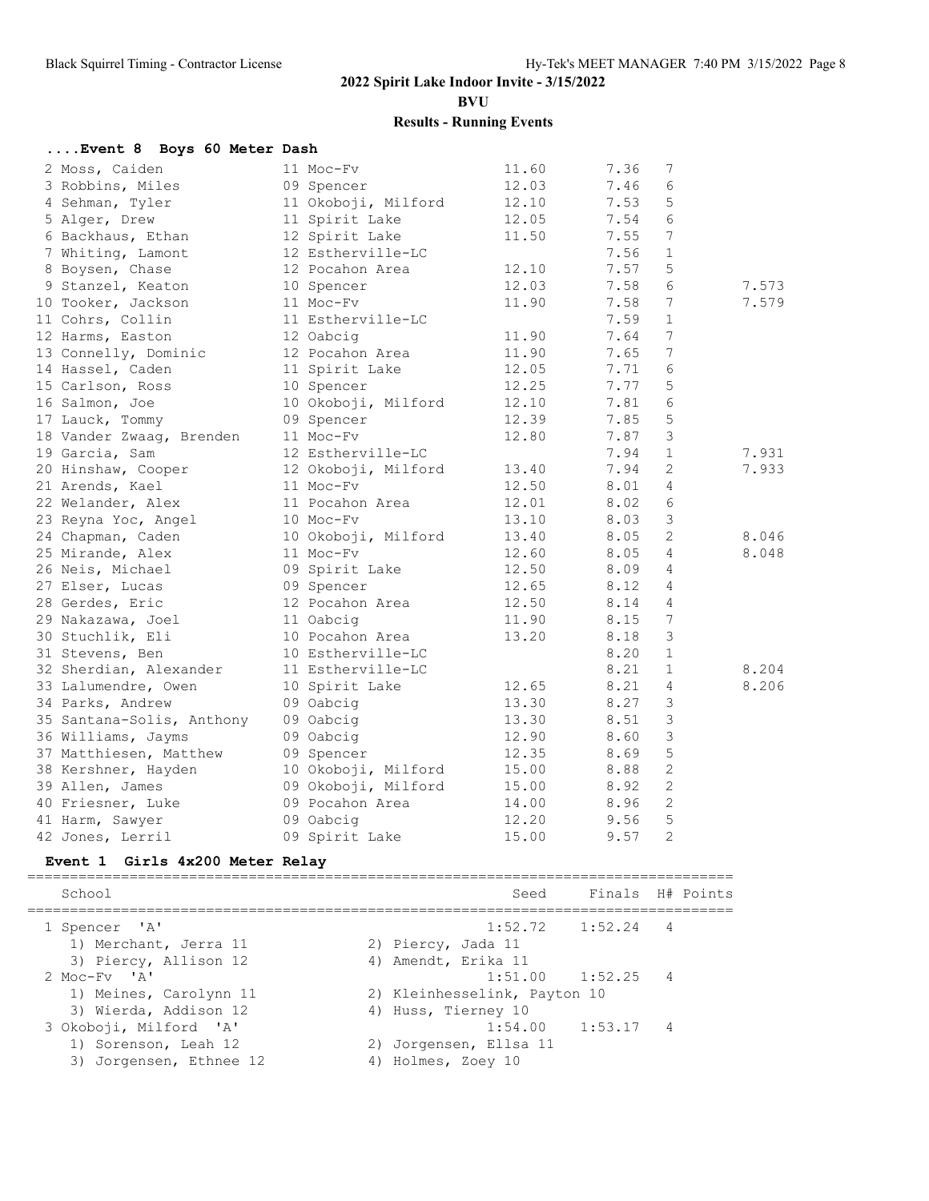# 2022 Spirit Lake Indoor Invite - 3/15/2022

**BVU**

**Results - Running Events**

### ....Event 8  Boys 60 Meter Dash

| Place | Name | Yr | School | Seed | Finals | H# | Tiebreak |
|---|---|---|---|---|---|---|---|
| 2 | Moss, Caiden | 11 | Moc-Fv | 11.60 | 7.36 | 7 | |
| 3 | Robbins, Miles | 09 | Spencer | 12.03 | 7.46 | 6 | |
| 4 | Sehman, Tyler | 11 | Okoboji, Milford | 12.10 | 7.53 | 5 | |
| 5 | Alger, Drew | 11 | Spirit Lake | 12.05 | 7.54 | 6 | |
| 6 | Backhaus, Ethan | 12 | Spirit Lake | 11.50 | 7.55 | 7 | |
| 7 | Whiting, Lamont | 12 | Estherville-LC | | 7.56 | 1 | |
| 8 | Boysen, Chase | 12 | Pocahon Area | 12.10 | 7.57 | 5 | |
| 9 | Stanzel, Keaton | 10 | Spencer | 12.03 | 7.58 | 6 | 7.573 |
| 10 | Tooker, Jackson | 11 | Moc-Fv | 11.90 | 7.58 | 7 | 7.579 |
| 11 | Cohrs, Collin | 11 | Estherville-LC | | 7.59 | 1 | |
| 12 | Harms, Easton | 12 | Oabcig | 11.90 | 7.64 | 7 | |
| 13 | Connelly, Dominic | 12 | Pocahon Area | 11.90 | 7.65 | 7 | |
| 14 | Hassel, Caden | 11 | Spirit Lake | 12.05 | 7.71 | 6 | |
| 15 | Carlson, Ross | 10 | Spencer | 12.25 | 7.77 | 5 | |
| 16 | Salmon, Joe | 10 | Okoboji, Milford | 12.10 | 7.81 | 6 | |
| 17 | Lauck, Tommy | 09 | Spencer | 12.39 | 7.85 | 5 | |
| 18 | Vander Zwaag, Brenden | 11 | Moc-Fv | 12.80 | 7.87 | 3 | |
| 19 | Garcia, Sam | 12 | Estherville-LC | | 7.94 | 1 | 7.931 |
| 20 | Hinshaw, Cooper | 12 | Okoboji, Milford | 13.40 | 7.94 | 2 | 7.933 |
| 21 | Arends, Kael | 11 | Moc-Fv | 12.50 | 8.01 | 4 | |
| 22 | Welander, Alex | 11 | Pocahon Area | 12.01 | 8.02 | 6 | |
| 23 | Reyna Yoc, Angel | 10 | Moc-Fv | 13.10 | 8.03 | 3 | |
| 24 | Chapman, Caden | 10 | Okoboji, Milford | 13.40 | 8.05 | 2 | 8.046 |
| 25 | Mirande, Alex | 11 | Moc-Fv | 12.60 | 8.05 | 4 | 8.048 |
| 26 | Neis, Michael | 09 | Spirit Lake | 12.50 | 8.09 | 4 | |
| 27 | Elser, Lucas | 09 | Spencer | 12.65 | 8.12 | 4 | |
| 28 | Gerdes, Eric | 12 | Pocahon Area | 12.50 | 8.14 | 4 | |
| 29 | Nakazawa, Joel | 11 | Oabcig | 11.90 | 8.15 | 7 | |
| 30 | Stuchlik, Eli | 10 | Pocahon Area | 13.20 | 8.18 | 3 | |
| 31 | Stevens, Ben | 10 | Estherville-LC | | 8.20 | 1 | |
| 32 | Sherdian, Alexander | 11 | Estherville-LC | | 8.21 | 1 | 8.204 |
| 33 | Lalumendre, Owen | 10 | Spirit Lake | 12.65 | 8.21 | 4 | 8.206 |
| 34 | Parks, Andrew | 09 | Oabcig | 13.30 | 8.27 | 3 | |
| 35 | Santana-Solis, Anthony | 09 | Oabcig | 13.30 | 8.51 | 3 | |
| 36 | Williams, Jayms | 09 | Oabcig | 12.90 | 8.60 | 3 | |
| 37 | Matthiesen, Matthew | 09 | Spencer | 12.35 | 8.69 | 5 | |
| 38 | Kershner, Hayden | 10 | Okoboji, Milford | 15.00 | 8.88 | 2 | |
| 39 | Allen, James | 09 | Okoboji, Milford | 15.00 | 8.92 | 2 | |
| 40 | Friesner, Luke | 09 | Pocahon Area | 14.00 | 8.96 | 2 | |
| 41 | Harm, Sawyer | 09 | Oabcig | 12.20 | 9.56 | 5 | |
| 42 | Jones, Lerril | 09 | Spirit Lake | 15.00 | 9.57 | 2 | |

### Event 1  Girls 4x200 Meter Relay

| Place | School | Seed | Finals | H# | Points |
|---|---|---|---|---|---|
| 1 | Spencer 'A' | 1:52.72 | 1:52.24 | 4 | |
| | 1) Merchant, Jerra 11; 2) Piercy, Jada 11; 3) Piercy, Allison 12; 4) Amendt, Erika 11 | | | | |
| 2 | Moc-Fv 'A' | 1:51.00 | 1:52.25 | 4 | |
| | 1) Meines, Carolynn 11; 2) Kleinhesselink, Payton 10; 3) Wierda, Addison 12; 4) Huss, Tierney 10 | | | | |
| 3 | Okoboji, Milford 'A' | 1:54.00 | 1:53.17 | 4 | |
| | 1) Sorenson, Leah 12; 2) Jorgensen, Ellsa 11; 3) Jorgensen, Ethnee 12; 4) Holmes, Zoey 10 | | | | |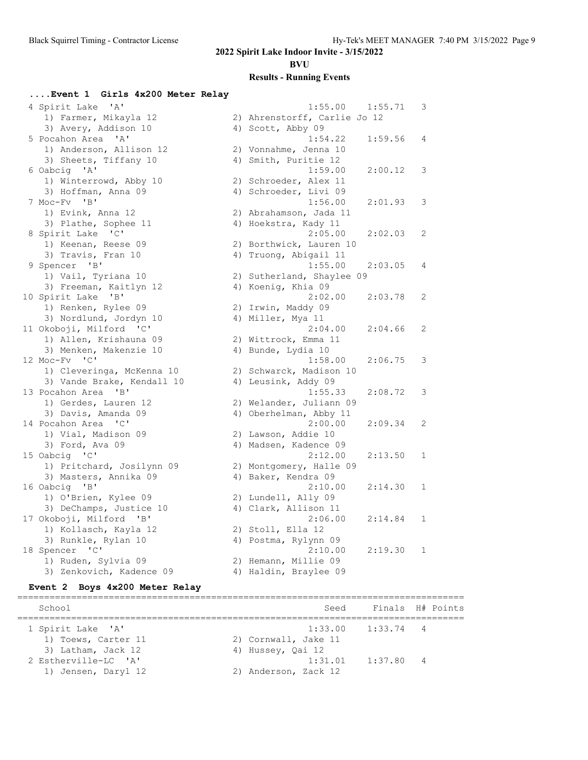## 2022 Spirit Lake Indoor Invite - 3/15/2022

**BVU**

### Results - Running Events

#### ....Event 1 Girls 4x200 Meter Relay

| | School | Seed | Finals | H# | Points |
|---|---|---|---|---|---|
| 4 | Spirit Lake 'A' | 1:55.00 | 1:55.71 | 3 | |
| | 1) Farmer, Mikayla 12 / 2) Ahrenstorff, Carlie Jo 12 / 3) Avery, Addison 10 / 4) Scott, Abby 09 | | | | |
| 5 | Pocahon Area 'A' | 1:54.22 | 1:59.56 | 4 | |
| | 1) Anderson, Allison 12 / 2) Vonnahme, Jenna 10 / 3) Sheets, Tiffany 10 / 4) Smith, Puritie 12 | | | | |
| 6 | Oabcig 'A' | 1:59.00 | 2:00.12 | 3 | |
| | 1) Winterrowd, Abby 10 / 2) Schroeder, Alex 11 / 3) Hoffman, Anna 09 / 4) Schroeder, Livi 09 | | | | |
| 7 | Moc-Fv 'B' | 1:56.00 | 2:01.93 | 3 | |
| | 1) Evink, Anna 12 / 2) Abrahamson, Jada 11 / 3) Plathe, Sophee 11 / 4) Hoekstra, Kady 11 | | | | |
| 8 | Spirit Lake 'C' | 2:05.00 | 2:02.03 | 2 | |
| | 1) Keenan, Reese 09 / 2) Borthwick, Lauren 10 / 3) Travis, Fran 10 / 4) Truong, Abigail 11 | | | | |
| 9 | Spencer 'B' | 1:55.00 | 2:03.05 | 4 | |
| | 1) Vail, Tyriana 10 / 2) Sutherland, Shaylee 09 / 3) Freeman, Kaitlyn 12 / 4) Koenig, Khia 09 | | | | |
| 10 | Spirit Lake 'B' | 2:02.00 | 2:03.78 | 2 | |
| | 1) Renken, Rylee 09 / 2) Irwin, Maddy 09 / 3) Nordlund, Jordyn 10 / 4) Miller, Mya 11 | | | | |
| 11 | Okoboji, Milford 'C' | 2:04.00 | 2:04.66 | 2 | |
| | 1) Allen, Krishauna 09 / 2) Wittrock, Emma 11 / 3) Menken, Makenzie 10 / 4) Bunde, Lydia 10 | | | | |
| 12 | Moc-Fv 'C' | 1:58.00 | 2:06.75 | 3 | |
| | 1) Cleveringa, McKenna 10 / 2) Schwarck, Madison 10 / 3) Vande Brake, Kendall 10 / 4) Leusink, Addy 09 | | | | |
| 13 | Pocahon Area 'B' | 1:55.33 | 2:08.72 | 3 | |
| | 1) Gerdes, Lauren 12 / 2) Welander, Juliann 09 / 3) Davis, Amanda 09 / 4) Oberhelman, Abby 11 | | | | |
| 14 | Pocahon Area 'C' | 2:00.00 | 2:09.34 | 2 | |
| | 1) Vial, Madison 09 / 2) Lawson, Addie 10 / 3) Ford, Ava 09 / 4) Madsen, Kadence 09 | | | | |
| 15 | Oabcig 'C' | 2:12.00 | 2:13.50 | 1 | |
| | 1) Pritchard, Josilynn 09 / 2) Montgomery, Halle 09 / 3) Masters, Annika 09 / 4) Baker, Kendra 09 | | | | |
| 16 | Oabcig 'B' | 2:10.00 | 2:14.30 | 1 | |
| | 1) O'Brien, Kylee 09 / 2) Lundell, Ally 09 / 3) DeChamps, Justice 10 / 4) Clark, Allison 11 | | | | |
| 17 | Okoboji, Milford 'B' | 2:06.00 | 2:14.84 | 1 | |
| | 1) Kollasch, Kayla 12 / 2) Stoll, Ella 12 / 3) Runkle, Rylan 10 / 4) Postma, Rylynn 09 | | | | |
| 18 | Spencer 'C' | 2:10.00 | 2:19.30 | 1 | |
| | 1) Ruden, Sylvia 09 / 2) Hemann, Millie 09 / 3) Zenkovich, Kadence 09 / 4) Haldin, Braylee 09 | | | | |

#### Event 2 Boys 4x200 Meter Relay

| | School | Seed | Finals | H# | Points |
|---|---|---|---|---|---|
| 1 | Spirit Lake 'A' | 1:33.00 | 1:33.74 | 4 | |
| | 1) Toews, Carter 11 / 2) Cornwall, Jake 11 / 3) Latham, Jack 12 / 4) Hussey, Qai 12 | | | | |
| 2 | Estherville-LC 'A' | 1:31.01 | 1:37.80 | 4 | |
| | 1) Jensen, Daryl 12 / 2) Anderson, Zack 12 | | | | |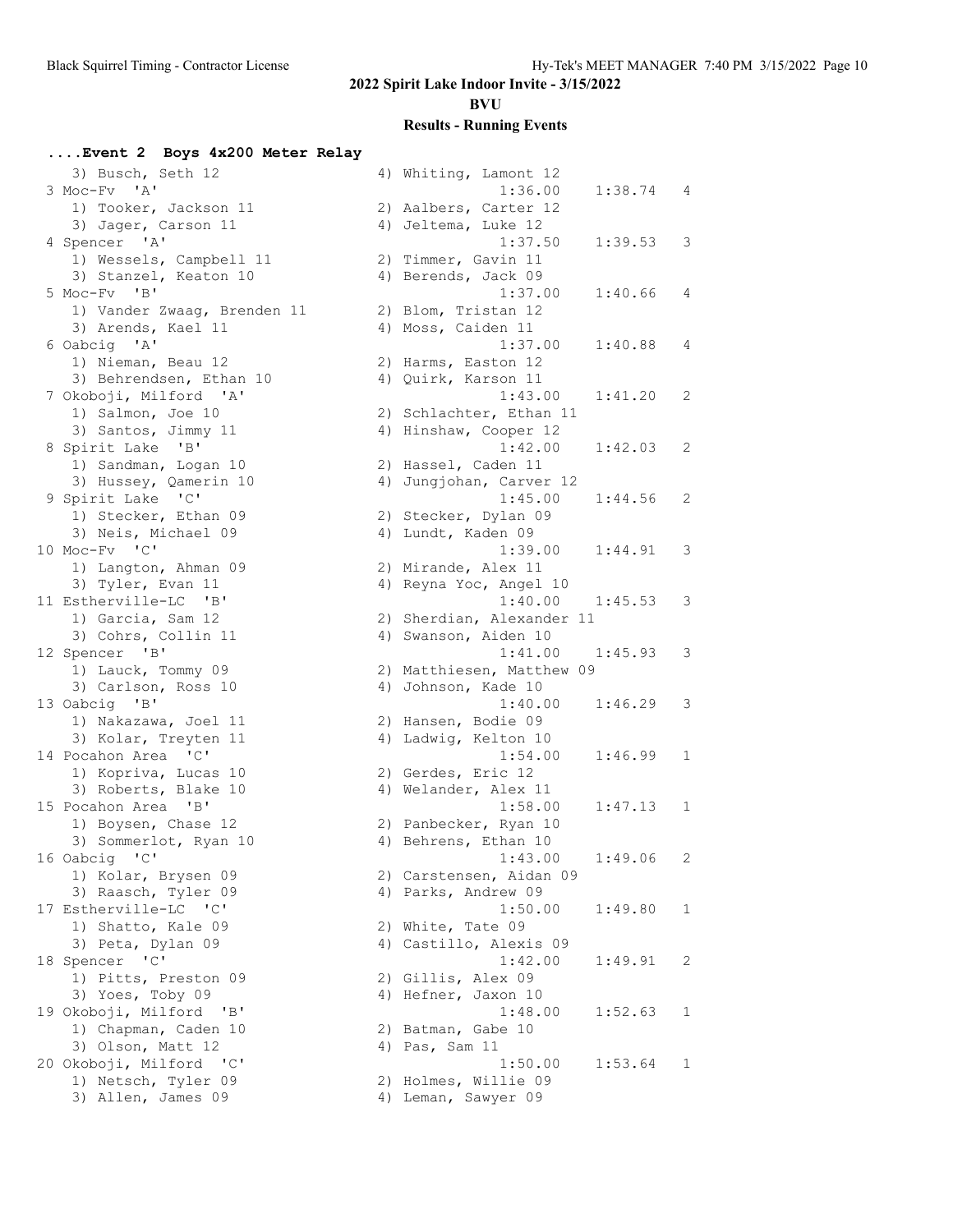## 2022 Spirit Lake Indoor Invite - 3/15/2022

### BVU

### Results - Running Events

#### ....Event 2 Boys 4x200 Meter Relay

```
   3) Busch, Seth 12                    4) Whiting, Lamont 12
 3 Moc-Fv  'A'                                  1:36.00    1:38.74   4
   1) Tooker, Jackson 11                2) Aalbers, Carter 12
   3) Jager, Carson 11                  4) Jeltema, Luke 12
 4 Spencer  'A'                                 1:37.50    1:39.53   3
   1) Wessels, Campbell 11              2) Timmer, Gavin 11
   3) Stanzel, Keaton 10                4) Berends, Jack 09
 5 Moc-Fv  'B'                                  1:37.00    1:40.66   4
   1) Vander Zwaag, Brenden 11          2) Blom, Tristan 12
   3) Arends, Kael 11                   4) Moss, Caiden 11
 6 Oabcig  'A'                                  1:37.00    1:40.88   4
   1) Nieman, Beau 12                   2) Harms, Easton 12
   3) Behrendsen, Ethan 10              4) Quirk, Karson 11
 7 Okoboji, Milford  'A'                        1:43.00    1:41.20   2
   1) Salmon, Joe 10                    2) Schlachter, Ethan 11
   3) Santos, Jimmy 11                  4) Hinshaw, Cooper 12
 8 Spirit Lake  'B'                             1:42.00    1:42.03   2
   1) Sandman, Logan 10                 2) Hassel, Caden 11
   3) Hussey, Qamerin 10                4) Jungjohan, Carver 12
 9 Spirit Lake  'C'                             1:45.00    1:44.56   2
   1) Stecker, Ethan 09                 2) Stecker, Dylan 09
   3) Neis, Michael 09                  4) Lundt, Kaden 09
10 Moc-Fv  'C'                                  1:39.00    1:44.91   3
   1) Langton, Ahman 09                 2) Mirande, Alex 11
   3) Tyler, Evan 11                    4) Reyna Yoc, Angel 10
11 Estherville-LC  'B'                          1:40.00    1:45.53   3
   1) Garcia, Sam 12                    2) Sherdian, Alexander 11
   3) Cohrs, Collin 11                  4) Swanson, Aiden 10
12 Spencer  'B'                                 1:41.00    1:45.93   3
   1) Lauck, Tommy 09                   2) Matthiesen, Matthew 09
   3) Carlson, Ross 10                  4) Johnson, Kade 10
13 Oabcig  'B'                                  1:40.00    1:46.29   3
   1) Nakazawa, Joel 11                 2) Hansen, Bodie 09
   3) Kolar, Treyten 11                 4) Ladwig, Kelton 10
14 Pocahon Area  'C'                            1:54.00    1:46.99   1
   1) Kopriva, Lucas 10                 2) Gerdes, Eric 12
   3) Roberts, Blake 10                 4) Welander, Alex 11
15 Pocahon Area  'B'                            1:58.00    1:47.13   1
   1) Boysen, Chase 12                  2) Panbecker, Ryan 10
   3) Sommerlot, Ryan 10                4) Behrens, Ethan 10
16 Oabcig  'C'                                  1:43.00    1:49.06   2
   1) Kolar, Brysen 09                  2) Carstensen, Aidan 09
   3) Raasch, Tyler 09                  4) Parks, Andrew 09
17 Estherville-LC  'C'                          1:50.00    1:49.80   1
   1) Shatto, Kale 09                   2) White, Tate 09
   3) Peta, Dylan 09                    4) Castillo, Alexis 09
18 Spencer  'C'                                 1:42.00    1:49.91   2
   1) Pitts, Preston 09                 2) Gillis, Alex 09
   3) Yoes, Toby 09                     4) Hefner, Jaxon 10
19 Okoboji, Milford  'B'                        1:48.00    1:52.63   1
   1) Chapman, Caden 10                 2) Batman, Gabe 10
   3) Olson, Matt 12                    4) Pas, Sam 11
20 Okoboji, Milford  'C'                        1:50.00    1:53.64   1
   1) Netsch, Tyler 09                  2) Holmes, Willie 09
   3) Allen, James 09                   4) Leman, Sawyer 09
```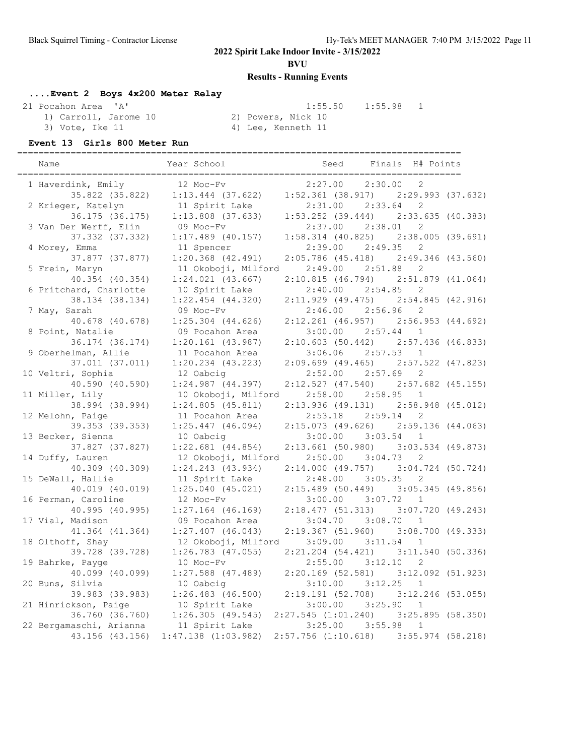## 2022 Spirit Lake Indoor Invite - 3/15/2022

**BVU**

**Results - Running Events**

### ....Event 2 Boys 4x200 Meter Relay

| | Team | Seed | Finals | H# |
|---|---|---|---|---|
| 21 | Pocahon Area 'A' | 1:55.50 | 1:55.98 | 1 |

1) Carroll, Jarome 10 2) Powers, Nick 10
3) Vote, Ike 11 4) Lee, Kenneth 11

### Event 13 Girls 800 Meter Run

| | Name | Year | School | Seed | Finals | H# | Points |
|---|---|---|---|---|---|---|---|
| 1 | Haverdink, Emily | 12 | Moc-Fv | 2:27.00 | 2:30.00 | 2 | |
| | 35.822 (35.822) | 1:13.444 (37.622) | 1:52.361 (38.917) | 2:29.993 (37.632) | | | |
| 2 | Krieger, Katelyn | 11 | Spirit Lake | 2:31.00 | 2:33.64 | 2 | |
| | 36.175 (36.175) | 1:13.808 (37.633) | 1:53.252 (39.444) | 2:33.635 (40.383) | | | |
| 3 | Van Der Werff, Elin | 09 | Moc-Fv | 2:37.00 | 2:38.01 | 2 | |
| | 37.332 (37.332) | 1:17.489 (40.157) | 1:58.314 (40.825) | 2:38.005 (39.691) | | | |
| 4 | Morey, Emma | 11 | Spencer | 2:39.00 | 2:49.35 | 2 | |
| | 37.877 (37.877) | 1:20.368 (42.491) | 2:05.786 (45.418) | 2:49.346 (43.560) | | | |
| 5 | Frein, Maryn | 11 | Okoboji, Milford | 2:49.00 | 2:51.88 | 2 | |
| | 40.354 (40.354) | 1:24.021 (43.667) | 2:10.815 (46.794) | 2:51.879 (41.064) | | | |
| 6 | Pritchard, Charlotte | 10 | Spirit Lake | 2:40.00 | 2:54.85 | 2 | |
| | 38.134 (38.134) | 1:22.454 (44.320) | 2:11.929 (49.475) | 2:54.845 (42.916) | | | |
| 7 | May, Sarah | 09 | Moc-Fv | 2:46.00 | 2:56.96 | 2 | |
| | 40.678 (40.678) | 1:25.304 (44.626) | 2:12.261 (46.957) | 2:56.953 (44.692) | | | |
| 8 | Point, Natalie | 09 | Pocahon Area | 3:00.00 | 2:57.44 | 1 | |
| | 36.174 (36.174) | 1:20.161 (43.987) | 2:10.603 (50.442) | 2:57.436 (46.833) | | | |
| 9 | Oberhelman, Allie | 11 | Pocahon Area | 3:06.06 | 2:57.53 | 1 | |
| | 37.011 (37.011) | 1:20.234 (43.223) | 2:09.699 (49.465) | 2:57.522 (47.823) | | | |
| 10 | Veltri, Sophia | 12 | Oabcig | 2:52.00 | 2:57.69 | 2 | |
| | 40.590 (40.590) | 1:24.987 (44.397) | 2:12.527 (47.540) | 2:57.682 (45.155) | | | |
| 11 | Miller, Lily | 10 | Okoboji, Milford | 2:58.00 | 2:58.95 | 1 | |
| | 38.994 (38.994) | 1:24.805 (45.811) | 2:13.936 (49.131) | 2:58.948 (45.012) | | | |
| 12 | Melohn, Paige | 11 | Pocahon Area | 2:53.18 | 2:59.14 | 2 | |
| | 39.353 (39.353) | 1:25.447 (46.094) | 2:15.073 (49.626) | 2:59.136 (44.063) | | | |
| 13 | Becker, Sienna | 10 | Oabcig | 3:00.00 | 3:03.54 | 1 | |
| | 37.827 (37.827) | 1:22.681 (44.854) | 2:13.661 (50.980) | 3:03.534 (49.873) | | | |
| 14 | Duffy, Lauren | 12 | Okoboji, Milford | 2:50.00 | 3:04.73 | 2 | |
| | 40.309 (40.309) | 1:24.243 (43.934) | 2:14.000 (49.757) | 3:04.724 (50.724) | | | |
| 15 | DeWall, Hallie | 11 | Spirit Lake | 2:48.00 | 3:05.35 | 2 | |
| | 40.019 (40.019) | 1:25.040 (45.021) | 2:15.489 (50.449) | 3:05.345 (49.856) | | | |
| 16 | Perman, Caroline | 12 | Moc-Fv | 3:00.00 | 3:07.72 | 1 | |
| | 40.995 (40.995) | 1:27.164 (46.169) | 2:18.477 (51.313) | 3:07.720 (49.243) | | | |
| 17 | Vial, Madison | 09 | Pocahon Area | 3:04.70 | 3:08.70 | 1 | |
| | 41.364 (41.364) | 1:27.407 (46.043) | 2:19.367 (51.960) | 3:08.700 (49.333) | | | |
| 18 | Olthoff, Shay | 12 | Okoboji, Milford | 3:09.00 | 3:11.54 | 1 | |
| | 39.728 (39.728) | 1:26.783 (47.055) | 2:21.204 (54.421) | 3:11.540 (50.336) | | | |
| 19 | Bahrke, Payge | 10 | Moc-Fv | 2:55.00 | 3:12.10 | 2 | |
| | 40.099 (40.099) | 1:27.588 (47.489) | 2:20.169 (52.581) | 3:12.092 (51.923) | | | |
| 20 | Buns, Silvia | 10 | Oabcig | 3:10.00 | 3:12.25 | 1 | |
| | 39.983 (39.983) | 1:26.483 (46.500) | 2:19.191 (52.708) | 3:12.246 (53.055) | | | |
| 21 | Hinrickson, Paige | 10 | Spirit Lake | 3:00.00 | 3:25.90 | 1 | |
| | 36.760 (36.760) | 1:26.305 (49.545) | 2:27.545 (1:01.240) | 3:25.895 (58.350) | | | |
| 22 | Bergamaschi, Arianna | 11 | Spirit Lake | 3:25.00 | 3:55.98 | 1 | |
| | 43.156 (43.156) | 1:47.138 (1:03.982) | 2:57.756 (1:10.618) | 3:55.974 (58.218) | | | |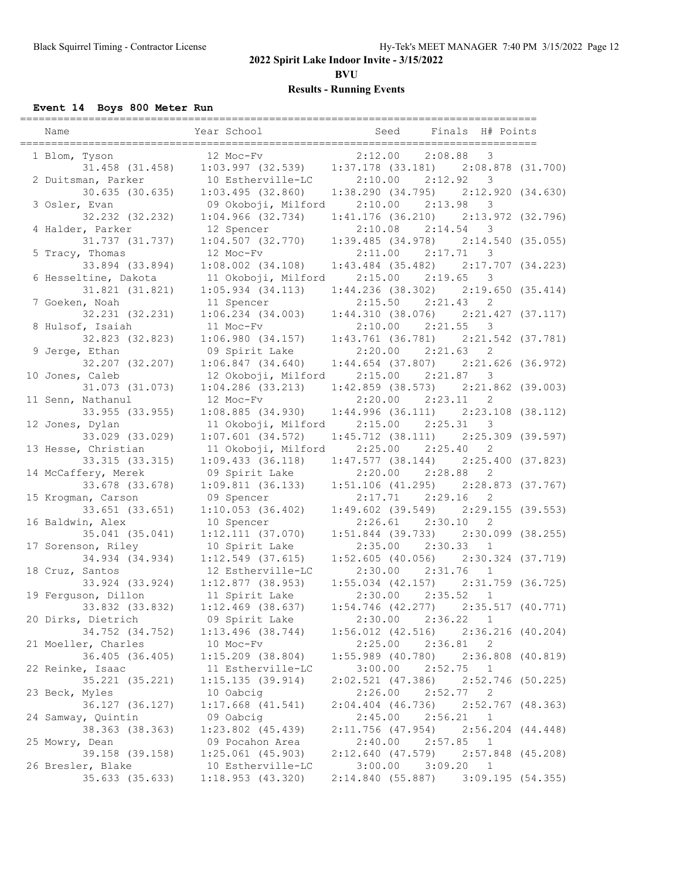# 2022 Spirit Lake Indoor Invite - 3/15/2022

**BVU**

**Results - Running Events**

### Event 14 Boys 800 Meter Run

| | Name | Year | School | Seed | Finals | H# | Points |
|---|---|---|---|---|---|---|---|
| 1 | Blom, Tyson | 12 | Moc-Fv | 2:12.00 | 2:08.88 | 3 | |
| | 31.458 (31.458) | 1:03.997 (32.539) | 1:37.178 (33.181) | 2:08.878 (31.700) | | | |
| 2 | Duitsman, Parker | 10 | Estherville-LC | 2:10.00 | 2:12.92 | 3 | |
| | 30.635 (30.635) | 1:03.495 (32.860) | 1:38.290 (34.795) | 2:12.920 (34.630) | | | |
| 3 | Osler, Evan | 09 | Okoboji, Milford | 2:10.00 | 2:13.98 | 3 | |
| | 32.232 (32.232) | 1:04.966 (32.734) | 1:41.176 (36.210) | 2:13.972 (32.796) | | | |
| 4 | Halder, Parker | 12 | Spencer | 2:10.08 | 2:14.54 | 3 | |
| | 31.737 (31.737) | 1:04.507 (32.770) | 1:39.485 (34.978) | 2:14.540 (35.055) | | | |
| 5 | Tracy, Thomas | 12 | Moc-Fv | 2:11.00 | 2:17.71 | 3 | |
| | 33.894 (33.894) | 1:08.002 (34.108) | 1:43.484 (35.482) | 2:17.707 (34.223) | | | |
| 6 | Hesseltine, Dakota | 11 | Okoboji, Milford | 2:15.00 | 2:19.65 | 3 | |
| | 31.821 (31.821) | 1:05.934 (34.113) | 1:44.236 (38.302) | 2:19.650 (35.414) | | | |
| 7 | Goeken, Noah | 11 | Spencer | 2:15.50 | 2:21.43 | 2 | |
| | 32.231 (32.231) | 1:06.234 (34.003) | 1:44.310 (38.076) | 2:21.427 (37.117) | | | |
| 8 | Hulsof, Isaiah | 11 | Moc-Fv | 2:10.00 | 2:21.55 | 3 | |
| | 32.823 (32.823) | 1:06.980 (34.157) | 1:43.761 (36.781) | 2:21.542 (37.781) | | | |
| 9 | Jerge, Ethan | 09 | Spirit Lake | 2:20.00 | 2:21.63 | 2 | |
| | 32.207 (32.207) | 1:06.847 (34.640) | 1:44.654 (37.807) | 2:21.626 (36.972) | | | |
| 10 | Jones, Caleb | 12 | Okoboji, Milford | 2:15.00 | 2:21.87 | 3 | |
| | 31.073 (31.073) | 1:04.286 (33.213) | 1:42.859 (38.573) | 2:21.862 (39.003) | | | |
| 11 | Senn, Nathanul | 12 | Moc-Fv | 2:20.00 | 2:23.11 | 2 | |
| | 33.955 (33.955) | 1:08.885 (34.930) | 1:44.996 (36.111) | 2:23.108 (38.112) | | | |
| 12 | Jones, Dylan | 11 | Okoboji, Milford | 2:15.00 | 2:25.31 | 3 | |
| | 33.029 (33.029) | 1:07.601 (34.572) | 1:45.712 (38.111) | 2:25.309 (39.597) | | | |
| 13 | Hesse, Christian | 11 | Okoboji, Milford | 2:25.00 | 2:25.40 | 2 | |
| | 33.315 (33.315) | 1:09.433 (36.118) | 1:47.577 (38.144) | 2:25.400 (37.823) | | | |
| 14 | McCaffery, Merek | 09 | Spirit Lake | 2:20.00 | 2:28.88 | 2 | |
| | 33.678 (33.678) | 1:09.811 (36.133) | 1:51.106 (41.295) | 2:28.873 (37.767) | | | |
| 15 | Krogman, Carson | 09 | Spencer | 2:17.71 | 2:29.16 | 2 | |
| | 33.651 (33.651) | 1:10.053 (36.402) | 1:49.602 (39.549) | 2:29.155 (39.553) | | | |
| 16 | Baldwin, Alex | 10 | Spencer | 2:26.61 | 2:30.10 | 2 | |
| | 35.041 (35.041) | 1:12.111 (37.070) | 1:51.844 (39.733) | 2:30.099 (38.255) | | | |
| 17 | Sorenson, Riley | 10 | Spirit Lake | 2:35.00 | 2:30.33 | 1 | |
| | 34.934 (34.934) | 1:12.549 (37.615) | 1:52.605 (40.056) | 2:30.324 (37.719) | | | |
| 18 | Cruz, Santos | 12 | Estherville-LC | 2:30.00 | 2:31.76 | 1 | |
| | 33.924 (33.924) | 1:12.877 (38.953) | 1:55.034 (42.157) | 2:31.759 (36.725) | | | |
| 19 | Ferguson, Dillon | 11 | Spirit Lake | 2:30.00 | 2:35.52 | 1 | |
| | 33.832 (33.832) | 1:12.469 (38.637) | 1:54.746 (42.277) | 2:35.517 (40.771) | | | |
| 20 | Dirks, Dietrich | 09 | Spirit Lake | 2:30.00 | 2:36.22 | 1 | |
| | 34.752 (34.752) | 1:13.496 (38.744) | 1:56.012 (42.516) | 2:36.216 (40.204) | | | |
| 21 | Moeller, Charles | 10 | Moc-Fv | 2:25.00 | 2:36.81 | 2 | |
| | 36.405 (36.405) | 1:15.209 (38.804) | 1:55.989 (40.780) | 2:36.808 (40.819) | | | |
| 22 | Reinke, Isaac | 11 | Estherville-LC | 3:00.00 | 2:52.75 | 1 | |
| | 35.221 (35.221) | 1:15.135 (39.914) | 2:02.521 (47.386) | 2:52.746 (50.225) | | | |
| 23 | Beck, Myles | 10 | Oabcig | 2:26.00 | 2:52.77 | 2 | |
| | 36.127 (36.127) | 1:17.668 (41.541) | 2:04.404 (46.736) | 2:52.767 (48.363) | | | |
| 24 | Samway, Quintin | 09 | Oabcig | 2:45.00 | 2:56.21 | 1 | |
| | 38.363 (38.363) | 1:23.802 (45.439) | 2:11.756 (47.954) | 2:56.204 (44.448) | | | |
| 25 | Mowry, Dean | 09 | Pocahon Area | 2:40.00 | 2:57.85 | 1 | |
| | 39.158 (39.158) | 1:25.061 (45.903) | 2:12.640 (47.579) | 2:57.848 (45.208) | | | |
| 26 | Bresler, Blake | 10 | Estherville-LC | 3:00.00 | 3:09.20 | 1 | |
| | 35.633 (35.633) | 1:18.953 (43.320) | 2:14.840 (55.887) | 3:09.195 (54.355) | | | |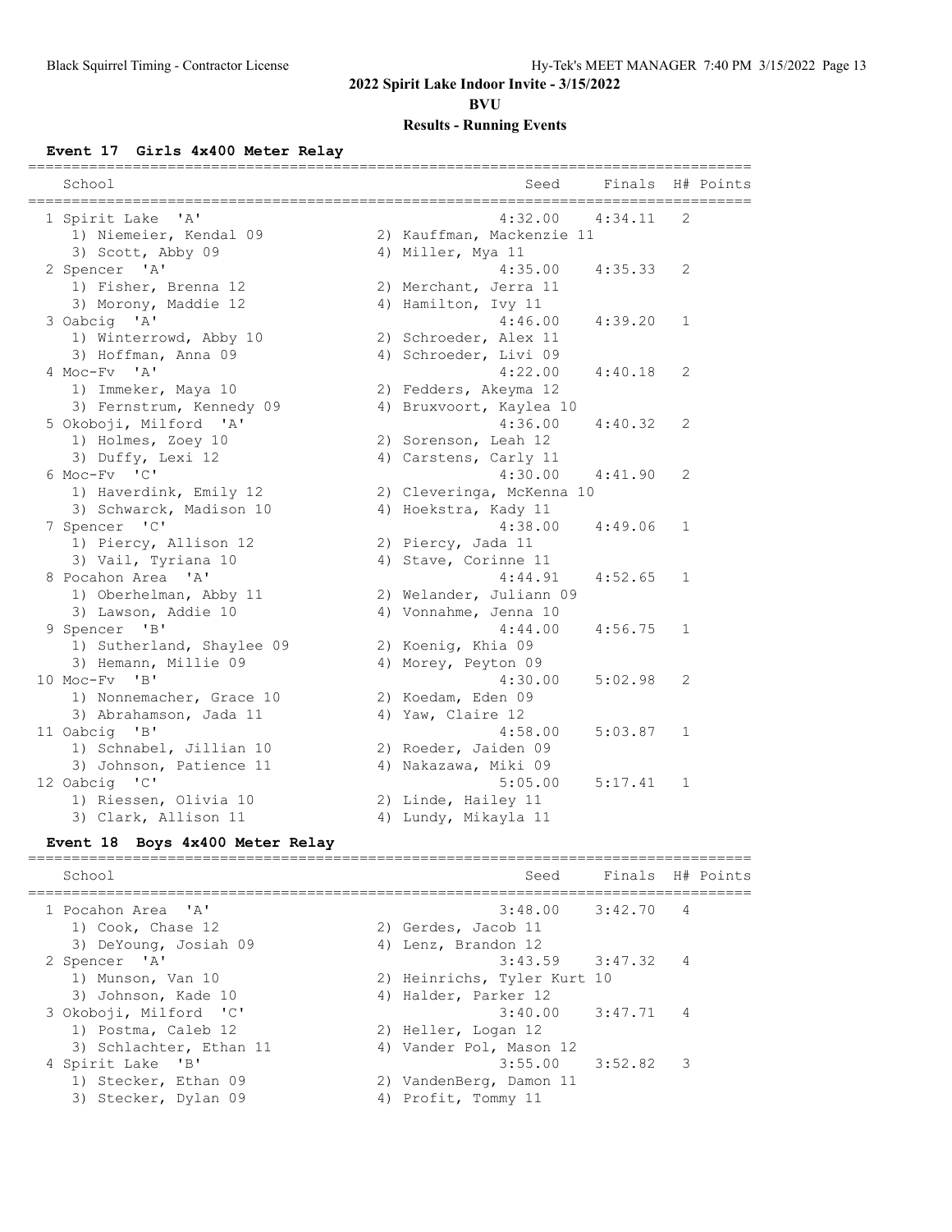**2022 Spirit Lake Indoor Invite - 3/15/2022**

**BVU**

**Results - Running Events**

### Event 17 Girls 4x400 Meter Relay

| Place | School | Seed | Finals | H# | Points |
|---|---|---|---|---|---|
| 1 | Spirit Lake 'A' | 4:32.00 | 4:34.11 | 2 | |
| | 1) Niemeier, Kendal 09; 2) Kauffman, Mackenzie 11; 3) Scott, Abby 09; 4) Miller, Mya 11 | | | | |
| 2 | Spencer 'A' | 4:35.00 | 4:35.33 | 2 | |
| | 1) Fisher, Brenna 12; 2) Merchant, Jerra 11; 3) Morony, Maddie 12; 4) Hamilton, Ivy 11 | | | | |
| 3 | Oabcig 'A' | 4:46.00 | 4:39.20 | 1 | |
| | 1) Winterrowd, Abby 10; 2) Schroeder, Alex 11; 3) Hoffman, Anna 09; 4) Schroeder, Livi 09 | | | | |
| 4 | Moc-Fv 'A' | 4:22.00 | 4:40.18 | 2 | |
| | 1) Immeker, Maya 10; 2) Fedders, Akeyma 12; 3) Fernstrum, Kennedy 09; 4) Bruxvoort, Kaylea 10 | | | | |
| 5 | Okoboji, Milford 'A' | 4:36.00 | 4:40.32 | 2 | |
| | 1) Holmes, Zoey 10; 2) Sorenson, Leah 12; 3) Duffy, Lexi 12; 4) Carstens, Carly 11 | | | | |
| 6 | Moc-Fv 'C' | 4:30.00 | 4:41.90 | 2 | |
| | 1) Haverdink, Emily 12; 2) Cleveringa, McKenna 10; 3) Schwarck, Madison 10; 4) Hoekstra, Kady 11 | | | | |
| 7 | Spencer 'C' | 4:38.00 | 4:49.06 | 1 | |
| | 1) Piercy, Allison 12; 2) Piercy, Jada 11; 3) Vail, Tyriana 10; 4) Stave, Corinne 11 | | | | |
| 8 | Pocahon Area 'A' | 4:44.91 | 4:52.65 | 1 | |
| | 1) Oberhelman, Abby 11; 2) Welander, Juliann 09; 3) Lawson, Addie 10; 4) Vonnahme, Jenna 10 | | | | |
| 9 | Spencer 'B' | 4:44.00 | 4:56.75 | 1 | |
| | 1) Sutherland, Shaylee 09; 2) Koenig, Khia 09; 3) Hemann, Millie 09; 4) Morey, Peyton 09 | | | | |
| 10 | Moc-Fv 'B' | 4:30.00 | 5:02.98 | 2 | |
| | 1) Nonnemacher, Grace 10; 2) Koedam, Eden 09; 3) Abrahamson, Jada 11; 4) Yaw, Claire 12 | | | | |
| 11 | Oabcig 'B' | 4:58.00 | 5:03.87 | 1 | |
| | 1) Schnabel, Jillian 10; 2) Roeder, Jaiden 09; 3) Johnson, Patience 11; 4) Nakazawa, Miki 09 | | | | |
| 12 | Oabcig 'C' | 5:05.00 | 5:17.41 | 1 | |
| | 1) Riessen, Olivia 10; 2) Linde, Hailey 11; 3) Clark, Allison 11; 4) Lundy, Mikayla 11 | | | | |

### Event 18 Boys 4x400 Meter Relay

| Place | School | Seed | Finals | H# | Points |
|---|---|---|---|---|---|
| 1 | Pocahon Area 'A' | 3:48.00 | 3:42.70 | 4 | |
| | 1) Cook, Chase 12; 2) Gerdes, Jacob 11; 3) DeYoung, Josiah 09; 4) Lenz, Brandon 12 | | | | |
| 2 | Spencer 'A' | 3:43.59 | 3:47.32 | 4 | |
| | 1) Munson, Van 10; 2) Heinrichs, Tyler Kurt 10; 3) Johnson, Kade 10; 4) Halder, Parker 12 | | | | |
| 3 | Okoboji, Milford 'C' | 3:40.00 | 3:47.71 | 4 | |
| | 1) Postma, Caleb 12; 2) Heller, Logan 12; 3) Schlachter, Ethan 11; 4) Vander Pol, Mason 12 | | | | |
| 4 | Spirit Lake 'B' | 3:55.00 | 3:52.82 | 3 | |
| | 1) Stecker, Ethan 09; 2) VandenBerg, Damon 11; 3) Stecker, Dylan 09; 4) Profit, Tommy 11 | | | | |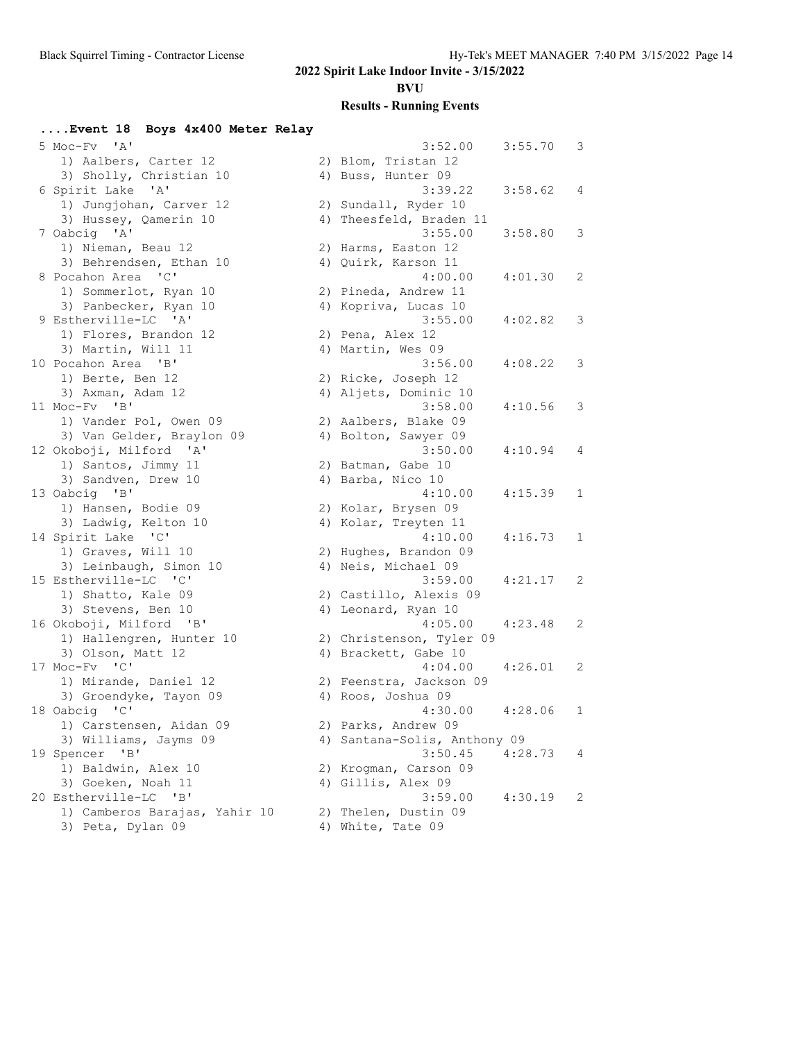## 2022 Spirit Lake Indoor Invite - 3/15/2022

### BVU

### Results - Running Events

#### ....Event 18 Boys 4x400 Meter Relay

```
 5 Moc-Fv  'A'                                        3:52.00    3:55.70   3
    1) Aalbers, Carter 12              2) Blom, Tristan 12
    3) Sholly, Christian 10            4) Buss, Hunter 09
 6 Spirit Lake  'A'                                   3:39.22    3:58.62   4
    1) Jungjohan, Carver 12            2) Sundall, Ryder 10
    3) Hussey, Qamerin 10              4) Theesfeld, Braden 11
 7 Oabcig  'A'                                        3:55.00    3:58.80   3
    1) Nieman, Beau 12                 2) Harms, Easton 12
    3) Behrendsen, Ethan 10            4) Quirk, Karson 11
 8 Pocahon Area  'C'                                  4:00.00    4:01.30   2
    1) Sommerlot, Ryan 10              2) Pineda, Andrew 11
    3) Panbecker, Ryan 10              4) Kopriva, Lucas 10
 9 Estherville-LC  'A'                                3:55.00    4:02.82   3
    1) Flores, Brandon 12              2) Pena, Alex 12
    3) Martin, Will 11                 4) Martin, Wes 09
10 Pocahon Area  'B'                                  3:56.00    4:08.22   3
    1) Berte, Ben 12                   2) Ricke, Joseph 12
    3) Axman, Adam 12                  4) Aljets, Dominic 10
11 Moc-Fv  'B'                                        3:58.00    4:10.56   3
    1) Vander Pol, Owen 09             2) Aalbers, Blake 09
    3) Van Gelder, Braylon 09          4) Bolton, Sawyer 09
12 Okoboji, Milford  'A'                              3:50.00    4:10.94   4
    1) Santos, Jimmy 11                2) Batman, Gabe 10
    3) Sandven, Drew 10                4) Barba, Nico 10
13 Oabcig  'B'                                        4:10.00    4:15.39   1
    1) Hansen, Bodie 09                2) Kolar, Brysen 09
    3) Ladwig, Kelton 10               4) Kolar, Treyten 11
14 Spirit Lake  'C'                                   4:10.00    4:16.73   1
    1) Graves, Will 10                 2) Hughes, Brandon 09
    3) Leinbaugh, Simon 10             4) Neis, Michael 09
15 Estherville-LC  'C'                                3:59.00    4:21.17   2
    1) Shatto, Kale 09                 2) Castillo, Alexis 09
    3) Stevens, Ben 10                 4) Leonard, Ryan 10
16 Okoboji, Milford  'B'                              4:05.00    4:23.48   2
    1) Hallengren, Hunter 10           2) Christenson, Tyler 09
    3) Olson, Matt 12                  4) Brackett, Gabe 10
17 Moc-Fv  'C'                                        4:04.00    4:26.01   2
    1) Mirande, Daniel 12              2) Feenstra, Jackson 09
    3) Groendyke, Tayon 09             4) Roos, Joshua 09
18 Oabcig  'C'                                        4:30.00    4:28.06   1
    1) Carstensen, Aidan 09            2) Parks, Andrew 09
    3) Williams, Jayms 09              4) Santana-Solis, Anthony 09
19 Spencer  'B'                                       3:50.45    4:28.73   4
    1) Baldwin, Alex 10                2) Krogman, Carson 09
    3) Goeken, Noah 11                 4) Gillis, Alex 09
20 Estherville-LC  'B'                                3:59.00    4:30.19   2
    1) Camberos Barajas, Yahir 10      2) Thelen, Dustin 09
    3) Peta, Dylan 09                  4) White, Tate 09
```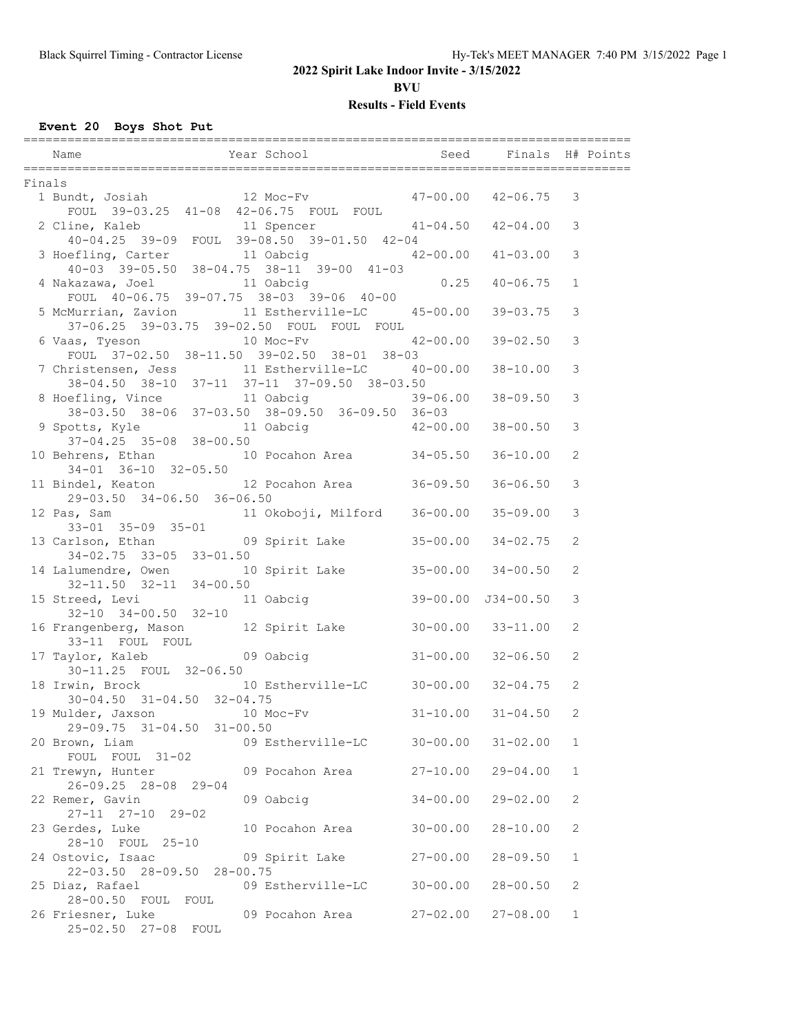**2022 Spirit Lake Indoor Invite - 3/15/2022**

**BVU**

**Results - Field Events**

### Event 20 Boys Shot Put

| | Name | Year | School | Seed | Finals | H# | Points |
|---|---|---|---|---|---|---|---|
| **Finals** | | | | | | | |
| 1 | Bundt, Josiah | 12 | Moc-Fv | 47-00.00 | 42-06.75 | 3 | |
| | FOUL 39-03.25 41-08 42-06.75 FOUL FOUL | | | | | | |
| 2 | Cline, Kaleb | 11 | Spencer | 41-04.50 | 42-04.00 | 3 | |
| | 40-04.25 39-09 FOUL 39-08.50 39-01.50 42-04 | | | | | | |
| 3 | Hoefling, Carter | 11 | Oabcig | 42-00.00 | 41-03.00 | 3 | |
| | 40-03 39-05.50 38-04.75 38-11 39-00 41-03 | | | | | | |
| 4 | Nakazawa, Joel | 11 | Oabcig | 0.25 | 40-06.75 | 1 | |
| | FOUL 40-06.75 39-07.75 38-03 39-06 40-00 | | | | | | |
| 5 | McMurrian, Zavion | 11 | Estherville-LC | 45-00.00 | 39-03.75 | 3 | |
| | 37-06.25 39-03.75 39-02.50 FOUL FOUL FOUL | | | | | | |
| 6 | Vaas, Tyeson | 10 | Moc-Fv | 42-00.00 | 39-02.50 | 3 | |
| | FOUL 37-02.50 38-11.50 39-02.50 38-01 38-03 | | | | | | |
| 7 | Christensen, Jess | 11 | Estherville-LC | 40-00.00 | 38-10.00 | 3 | |
| | 38-04.50 38-10 37-11 37-11 37-09.50 38-03.50 | | | | | | |
| 8 | Hoefling, Vince | 11 | Oabcig | 39-06.00 | 38-09.50 | 3 | |
| | 38-03.50 38-06 37-03.50 38-09.50 36-09.50 36-03 | | | | | | |
| 9 | Spotts, Kyle | 11 | Oabcig | 42-00.00 | 38-00.50 | 3 | |
| | 37-04.25 35-08 38-00.50 | | | | | | |
| 10 | Behrens, Ethan | 10 | Pocahon Area | 34-05.50 | 36-10.00 | 2 | |
| | 34-01 36-10 32-05.50 | | | | | | |
| 11 | Bindel, Keaton | 12 | Pocahon Area | 36-09.50 | 36-06.50 | 3 | |
| | 29-03.50 34-06.50 36-06.50 | | | | | | |
| 12 | Pas, Sam | 11 | Okoboji, Milford | 36-00.00 | 35-09.00 | 3 | |
| | 33-01 35-09 35-01 | | | | | | |
| 13 | Carlson, Ethan | 09 | Spirit Lake | 35-00.00 | 34-02.75 | 2 | |
| | 34-02.75 33-05 33-01.50 | | | | | | |
| 14 | Lalumendre, Owen | 10 | Spirit Lake | 35-00.00 | 34-00.50 | 2 | |
| | 32-11.50 32-11 34-00.50 | | | | | | |
| 15 | Streed, Levi | 11 | Oabcig | 39-00.00 | J34-00.50 | 3 | |
| | 32-10 34-00.50 32-10 | | | | | | |
| 16 | Frangenberg, Mason | 12 | Spirit Lake | 30-00.00 | 33-11.00 | 2 | |
| | 33-11 FOUL FOUL | | | | | | |
| 17 | Taylor, Kaleb | 09 | Oabcig | 31-00.00 | 32-06.50 | 2 | |
| | 30-11.25 FOUL 32-06.50 | | | | | | |
| 18 | Irwin, Brock | 10 | Estherville-LC | 30-00.00 | 32-04.75 | 2 | |
| | 30-04.50 31-04.50 32-04.75 | | | | | | |
| 19 | Mulder, Jaxson | 10 | Moc-Fv | 31-10.00 | 31-04.50 | 2 | |
| | 29-09.75 31-04.50 31-00.50 | | | | | | |
| 20 | Brown, Liam | 09 | Estherville-LC | 30-00.00 | 31-02.00 | 1 | |
| | FOUL FOUL 31-02 | | | | | | |
| 21 | Trewyn, Hunter | 09 | Pocahon Area | 27-10.00 | 29-04.00 | 1 | |
| | 26-09.25 28-08 29-04 | | | | | | |
| 22 | Remer, Gavin | 09 | Oabcig | 34-00.00 | 29-02.00 | 2 | |
| | 27-11 27-10 29-02 | | | | | | |
| 23 | Gerdes, Luke | 10 | Pocahon Area | 30-00.00 | 28-10.00 | 2 | |
| | 28-10 FOUL 25-10 | | | | | | |
| 24 | Ostovic, Isaac | 09 | Spirit Lake | 27-00.00 | 28-09.50 | 1 | |
| | 22-03.50 28-09.50 28-00.75 | | | | | | |
| 25 | Diaz, Rafael | 09 | Estherville-LC | 30-00.00 | 28-00.50 | 2 | |
| | 28-00.50 FOUL FOUL | | | | | | |
| 26 | Friesner, Luke | 09 | Pocahon Area | 27-02.00 | 27-08.00 | 1 | |
| | 25-02.50 27-08 FOUL | | | | | | |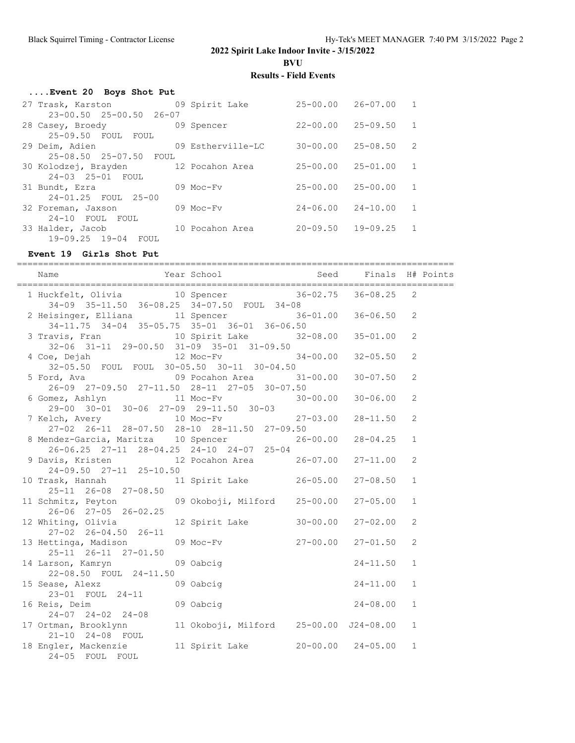# 2022 Spirit Lake Indoor Invite - 3/15/2022

## BVU

### Results - Field Events

#### ....Event 20 Boys Shot Put

| Place | Name | Year | School | Seed | Finals | H# | Points |
|---|---|---|---|---|---|---|---|
| 27 | Trask, Karston | 09 | Spirit Lake | 25-00.00 | 26-07.00 | 1 | |
| | 23-00.50 25-00.50 26-07 | | | | | | |
| 28 | Casey, Broedy | 09 | Spencer | 22-00.00 | 25-09.50 | 1 | |
| | 25-09.50 FOUL FOUL | | | | | | |
| 29 | Deim, Adien | 09 | Estherville-LC | 30-00.00 | 25-08.50 | 2 | |
| | 25-08.50 25-07.50 FOUL | | | | | | |
| 30 | Kolodzej, Brayden | 12 | Pocahon Area | 25-00.00 | 25-01.00 | 1 | |
| | 24-03 25-01 FOUL | | | | | | |
| 31 | Bundt, Ezra | 09 | Moc-Fv | 25-00.00 | 25-00.00 | 1 | |
| | 24-01.25 FOUL 25-00 | | | | | | |
| 32 | Foreman, Jaxson | 09 | Moc-Fv | 24-06.00 | 24-10.00 | 1 | |
| | 24-10 FOUL FOUL | | | | | | |
| 33 | Halder, Jacob | 10 | Pocahon Area | 20-09.50 | 19-09.25 | 1 | |
| | 19-09.25 19-04 FOUL | | | | | | |

#### Event 19 Girls Shot Put

| Place | Name | Year | School | Seed | Finals | H# | Points |
|---|---|---|---|---|---|---|---|
| 1 | Huckfelt, Olivia | 10 | Spencer | 36-02.75 | 36-08.25 | 2 | |
| | 34-09 35-11.50 36-08.25 34-07.50 FOUL 34-08 | | | | | | |
| 2 | Heisinger, Elliana | 11 | Spencer | 36-01.00 | 36-06.50 | 2 | |
| | 34-11.75 34-04 35-05.75 35-01 36-01 36-06.50 | | | | | | |
| 3 | Travis, Fran | 10 | Spirit Lake | 32-08.00 | 35-01.00 | 2 | |
| | 32-06 31-11 29-00.50 31-09 35-01 31-09.50 | | | | | | |
| 4 | Coe, Dejah | 12 | Moc-Fv | 34-00.00 | 32-05.50 | 2 | |
| | 32-05.50 FOUL FOUL 30-05.50 30-11 30-04.50 | | | | | | |
| 5 | Ford, Ava | 09 | Pocahon Area | 31-00.00 | 30-07.50 | 2 | |
| | 26-09 27-09.50 27-11.50 28-11 27-05 30-07.50 | | | | | | |
| 6 | Gomez, Ashlyn | 11 | Moc-Fv | 30-00.00 | 30-06.00 | 2 | |
| | 29-00 30-01 30-06 27-09 29-11.50 30-03 | | | | | | |
| 7 | Kelch, Avery | 10 | Moc-Fv | 27-03.00 | 28-11.50 | 2 | |
| | 27-02 26-11 28-07.50 28-10 28-11.50 27-09.50 | | | | | | |
| 8 | Mendez-Garcia, Maritza | 10 | Spencer | 26-00.00 | 28-04.25 | 1 | |
| | 26-06.25 27-11 28-04.25 24-10 24-07 25-04 | | | | | | |
| 9 | Davis, Kristen | 12 | Pocahon Area | 26-07.00 | 27-11.00 | 2 | |
| | 24-09.50 27-11 25-10.50 | | | | | | |
| 10 | Trask, Hannah | 11 | Spirit Lake | 26-05.00 | 27-08.50 | 1 | |
| | 25-11 26-08 27-08.50 | | | | | | |
| 11 | Schmitz, Peyton | 09 | Okoboji, Milford | 25-00.00 | 27-05.00 | 1 | |
| | 26-06 27-05 26-02.25 | | | | | | |
| 12 | Whiting, Olivia | 12 | Spirit Lake | 30-00.00 | 27-02.00 | 2 | |
| | 27-02 26-04.50 26-11 | | | | | | |
| 13 | Hettinga, Madison | 09 | Moc-Fv | 27-00.00 | 27-01.50 | 2 | |
| | 25-11 26-11 27-01.50 | | | | | | |
| 14 | Larson, Kamryn | 09 | Oabcig | | 24-11.50 | 1 | |
| | 22-08.50 FOUL 24-11.50 | | | | | | |
| 15 | Sease, Alexz | 09 | Oabcig | | 24-11.00 | 1 | |
| | 23-01 FOUL 24-11 | | | | | | |
| 16 | Reis, Deim | 09 | Oabcig | | 24-08.00 | 1 | |
| | 24-07 24-02 24-08 | | | | | | |
| 17 | Ortman, Brooklynn | 11 | Okoboji, Milford | 25-00.00 | J24-08.00 | 1 | |
| | 21-10 24-08 FOUL | | | | | | |
| 18 | Engler, Mackenzie | 11 | Spirit Lake | 20-00.00 | 24-05.00 | 1 | |
| | 24-05 FOUL FOUL | | | | | | |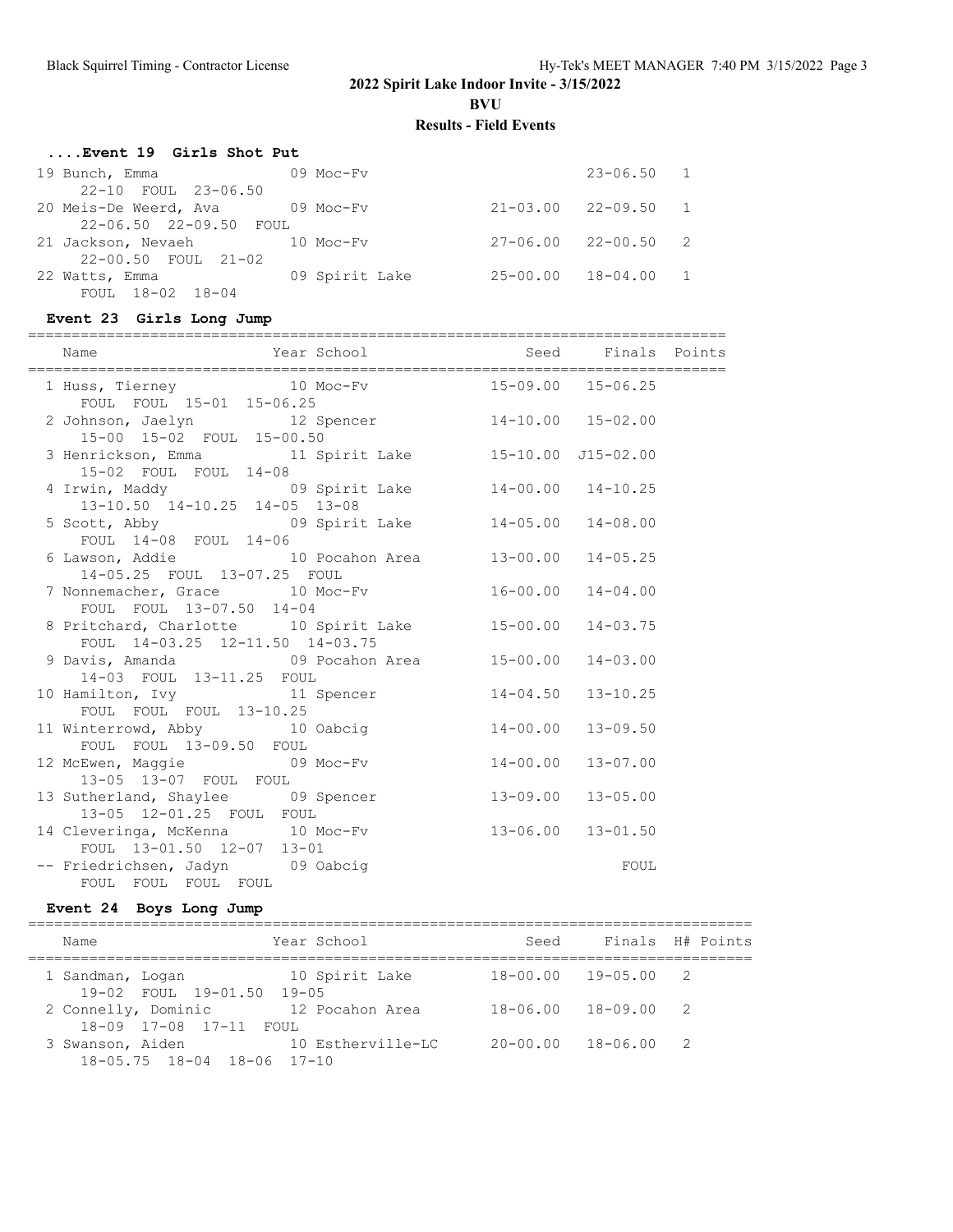## 2022 Spirit Lake Indoor Invite - 3/15/2022

**BVU**

**Results - Field Events**

### ....Event 19 Girls Shot Put

| Place | Name | Year | School | Seed | Finals | H# |
|---|---|---|---|---|---|---|
| 19 | Bunch, Emma | 09 | Moc-Fv | | 23-06.50 | 1 |
| | 22-10 FOUL 23-06.50 | | | | | |
| 20 | Meis-De Weerd, Ava | 09 | Moc-Fv | 21-03.00 | 22-09.50 | 1 |
| | 22-06.50 22-09.50 FOUL | | | | | |
| 21 | Jackson, Nevaeh | 10 | Moc-Fv | 27-06.00 | 22-00.50 | 2 |
| | 22-00.50 FOUL 21-02 | | | | | |
| 22 | Watts, Emma | 09 | Spirit Lake | 25-00.00 | 18-04.00 | 1 |
| | FOUL 18-02 18-04 | | | | | |

### Event 23 Girls Long Jump

| Place | Name | Year | School | Seed | Finals | Points |
|---|---|---|---|---|---|---|
| 1 | Huss, Tierney | 10 | Moc-Fv | 15-09.00 | 15-06.25 | |
| | FOUL FOUL 15-01 15-06.25 | | | | | |
| 2 | Johnson, Jaelyn | 12 | Spencer | 14-10.00 | 15-02.00 | |
| | 15-00 15-02 FOUL 15-00.50 | | | | | |
| 3 | Henrickson, Emma | 11 | Spirit Lake | 15-10.00 | J15-02.00 | |
| | 15-02 FOUL FOUL 14-08 | | | | | |
| 4 | Irwin, Maddy | 09 | Spirit Lake | 14-00.00 | 14-10.25 | |
| | 13-10.50 14-10.25 14-05 13-08 | | | | | |
| 5 | Scott, Abby | 09 | Spirit Lake | 14-05.00 | 14-08.00 | |
| | FOUL 14-08 FOUL 14-06 | | | | | |
| 6 | Lawson, Addie | 10 | Pocahon Area | 13-00.00 | 14-05.25 | |
| | 14-05.25 FOUL 13-07.25 FOUL | | | | | |
| 7 | Nonnemacher, Grace | 10 | Moc-Fv | 16-00.00 | 14-04.00 | |
| | FOUL FOUL 13-07.50 14-04 | | | | | |
| 8 | Pritchard, Charlotte | 10 | Spirit Lake | 15-00.00 | 14-03.75 | |
| | FOUL 14-03.25 12-11.50 14-03.75 | | | | | |
| 9 | Davis, Amanda | 09 | Pocahon Area | 15-00.00 | 14-03.00 | |
| | 14-03 FOUL 13-11.25 FOUL | | | | | |
| 10 | Hamilton, Ivy | 11 | Spencer | 14-04.50 | 13-10.25 | |
| | FOUL FOUL FOUL 13-10.25 | | | | | |
| 11 | Winterrowd, Abby | 10 | Oabcig | 14-00.00 | 13-09.50 | |
| | FOUL FOUL 13-09.50 FOUL | | | | | |
| 12 | McEwen, Maggie | 09 | Moc-Fv | 14-00.00 | 13-07.00 | |
| | 13-05 13-07 FOUL FOUL | | | | | |
| 13 | Sutherland, Shaylee | 09 | Spencer | 13-09.00 | 13-05.00 | |
| | 13-05 12-01.25 FOUL FOUL | | | | | |
| 14 | Cleveringa, McKenna | 10 | Moc-Fv | 13-06.00 | 13-01.50 | |
| | FOUL 13-01.50 12-07 13-01 | | | | | |
| -- | Friedrichsen, Jadyn | 09 | Oabcig | | FOUL | |
| | FOUL FOUL FOUL FOUL | | | | | |

### Event 24 Boys Long Jump

| Place | Name | Year | School | Seed | Finals | H# | Points |
|---|---|---|---|---|---|---|---|
| 1 | Sandman, Logan | 10 | Spirit Lake | 18-00.00 | 19-05.00 | 2 | |
| | 19-02 FOUL 19-01.50 19-05 | | | | | | |
| 2 | Connelly, Dominic | 12 | Pocahon Area | 18-06.00 | 18-09.00 | 2 | |
| | 18-09 17-08 17-11 FOUL | | | | | | |
| 3 | Swanson, Aiden | 10 | Estherville-LC | 20-00.00 | 18-06.00 | 2 | |
| | 18-05.75 18-04 18-06 17-10 | | | | | | |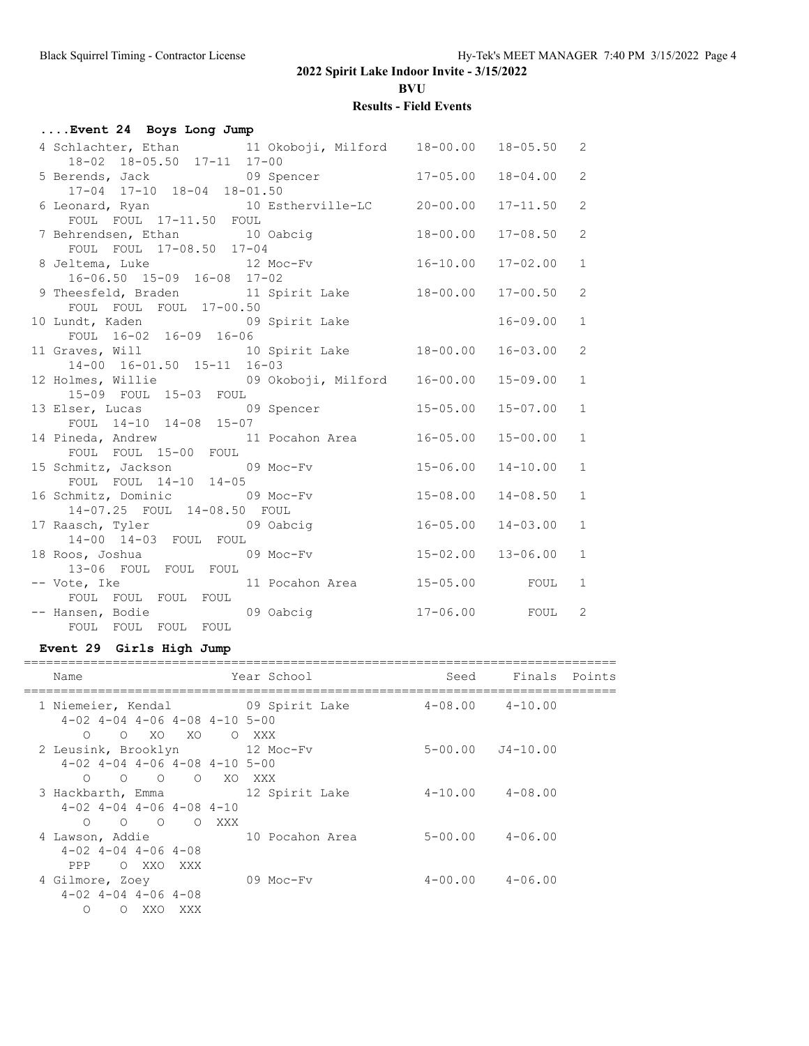## 2022 Spirit Lake Indoor Invite - 3/15/2022

### BVU

### Results - Field Events

#### ....Event 24 Boys Long Jump

| Place | Name | Year | School | Seed | Finals | Points |
|---|---|---|---|---|---|---|
| 4 | Schlachter, Ethan | 11 | Okoboji, Milford | 18-00.00 | 18-05.50 | 2 |
| | 18-02 18-05.50 17-11 17-00 | | | | | |
| 5 | Berends, Jack | 09 | Spencer | 17-05.00 | 18-04.00 | 2 |
| | 17-04 17-10 18-04 18-01.50 | | | | | |
| 6 | Leonard, Ryan | 10 | Estherville-LC | 20-00.00 | 17-11.50 | 2 |
| | FOUL FOUL 17-11.50 FOUL | | | | | |
| 7 | Behrendsen, Ethan | 10 | Oabcig | 18-00.00 | 17-08.50 | 2 |
| | FOUL FOUL 17-08.50 17-04 | | | | | |
| 8 | Jeltema, Luke | 12 | Moc-Fv | 16-10.00 | 17-02.00 | 1 |
| | 16-06.50 15-09 16-08 17-02 | | | | | |
| 9 | Theesfeld, Braden | 11 | Spirit Lake | 18-00.00 | 17-00.50 | 2 |
| | FOUL FOUL FOUL 17-00.50 | | | | | |
| 10 | Lundt, Kaden | 09 | Spirit Lake | | 16-09.00 | 1 |
| | FOUL 16-02 16-09 16-06 | | | | | |
| 11 | Graves, Will | 10 | Spirit Lake | 18-00.00 | 16-03.00 | 2 |
| | 14-00 16-01.50 15-11 16-03 | | | | | |
| 12 | Holmes, Willie | 09 | Okoboji, Milford | 16-00.00 | 15-09.00 | 1 |
| | 15-09 FOUL 15-03 FOUL | | | | | |
| 13 | Elser, Lucas | 09 | Spencer | 15-05.00 | 15-07.00 | 1 |
| | FOUL 14-10 14-08 15-07 | | | | | |
| 14 | Pineda, Andrew | 11 | Pocahon Area | 16-05.00 | 15-00.00 | 1 |
| | FOUL FOUL 15-00 FOUL | | | | | |
| 15 | Schmitz, Jackson | 09 | Moc-Fv | 15-06.00 | 14-10.00 | 1 |
| | FOUL FOUL 14-10 14-05 | | | | | |
| 16 | Schmitz, Dominic | 09 | Moc-Fv | 15-08.00 | 14-08.50 | 1 |
| | 14-07.25 FOUL 14-08.50 FOUL | | | | | |
| 17 | Raasch, Tyler | 09 | Oabcig | 16-05.00 | 14-03.00 | 1 |
| | 14-00 14-03 FOUL FOUL | | | | | |
| 18 | Roos, Joshua | 09 | Moc-Fv | 15-02.00 | 13-06.00 | 1 |
| | 13-06 FOUL FOUL FOUL | | | | | |
| -- | Vote, Ike | 11 | Pocahon Area | 15-05.00 | FOUL | 1 |
| | FOUL FOUL FOUL FOUL | | | | | |
| -- | Hansen, Bodie | 09 | Oabcig | 17-06.00 | FOUL | 2 |
| | FOUL FOUL FOUL FOUL | | | | | |

#### Event 29 Girls High Jump

| Place | Name | Year | School | Seed | Finals | Points |
|---|---|---|---|---|---|---|
| 1 | Niemeier, Kendal | 09 | Spirit Lake | 4-08.00 | 4-10.00 | |
| | 4-02 4-04 4-06 4-08 4-10 5-00 | | | | | |
| | O O XO XO O XXX | | | | | |
| 2 | Leusink, Brooklyn | 12 | Moc-Fv | 5-00.00 | J4-10.00 | |
| | 4-02 4-04 4-06 4-08 4-10 5-00 | | | | | |
| | O O O O XO XXX | | | | | |
| 3 | Hackbarth, Emma | 12 | Spirit Lake | 4-10.00 | 4-08.00 | |
| | 4-02 4-04 4-06 4-08 4-10 | | | | | |
| | O O O O XXX | | | | | |
| 4 | Lawson, Addie | 10 | Pocahon Area | 5-00.00 | 4-06.00 | |
| | 4-02 4-04 4-06 4-08 | | | | | |
| | PPP O XXO XXX | | | | | |
| 4 | Gilmore, Zoey | 09 | Moc-Fv | 4-00.00 | 4-06.00 | |
| | 4-02 4-04 4-06 4-08 | | | | | |
| | O O XXO XXX | | | | | |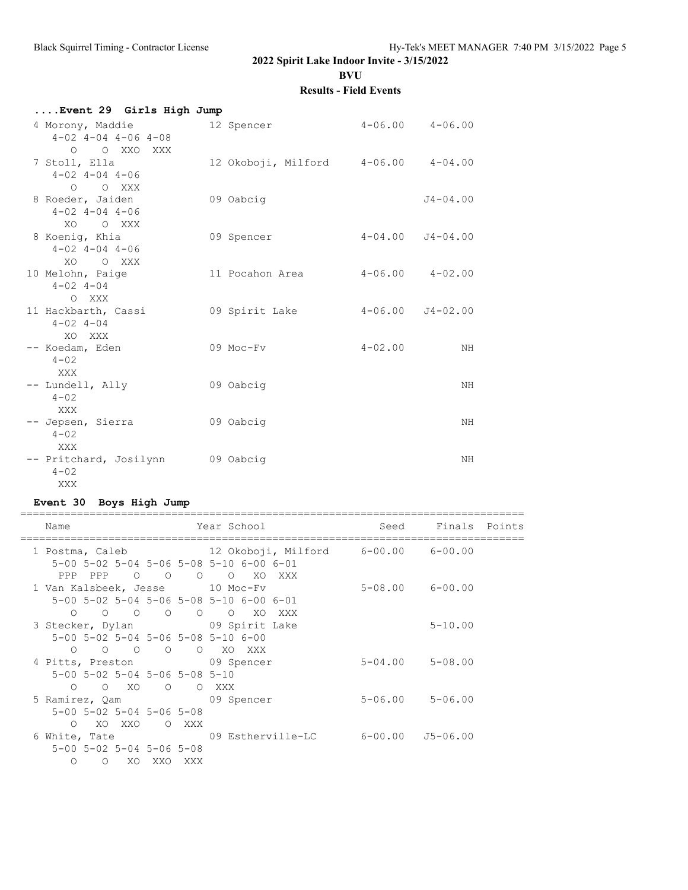## 2022 Spirit Lake Indoor Invite - 3/15/2022

**BVU**

**Results - Field Events**

### ....Event 29 Girls High Jump

| Place | Name | Year | School | Seed | Finals |
|---|---|---|---|---|---|
| 4 | Morony, Maddie | 12 | Spencer | 4-06.00 | 4-06.00 |
| | 4-02 4-04 4-06 4-08<br>O O XXO XXX | | | | |
| 7 | Stoll, Ella | 12 | Okoboji, Milford | 4-06.00 | 4-04.00 |
| | 4-02 4-04 4-06<br>O O XXX | | | | |
| 8 | Roeder, Jaiden | 09 | Oabcig | | J4-04.00 |
| | 4-02 4-04 4-06<br>XO O XXX | | | | |
| 8 | Koenig, Khia | 09 | Spencer | 4-04.00 | J4-04.00 |
| | 4-02 4-04 4-06<br>XO O XXX | | | | |
| 10 | Melohn, Paige | 11 | Pocahon Area | 4-06.00 | 4-02.00 |
| | 4-02 4-04<br>O XXX | | | | |
| 11 | Hackbarth, Cassi | 09 | Spirit Lake | 4-06.00 | J4-02.00 |
| | 4-02 4-04<br>XO XXX | | | | |
| -- | Koedam, Eden | 09 | Moc-Fv | 4-02.00 | NH |
| | 4-02<br>XXX | | | | |
| -- | Lundell, Ally | 09 | Oabcig | | NH |
| | 4-02<br>XXX | | | | |
| -- | Jepsen, Sierra | 09 | Oabcig | | NH |
| | 4-02<br>XXX | | | | |
| -- | Pritchard, Josilynn | 09 | Oabcig | | NH |
| | 4-02<br>XXX | | | | |

### Event 30 Boys High Jump

| Place | Name | Year | School | Seed | Finals | Points |
|---|---|---|---|---|---|---|
| 1 | Postma, Caleb | 12 | Okoboji, Milford | 6-00.00 | 6-00.00 | |
| | 5-00 5-02 5-04 5-06 5-08 5-10 6-00 6-01<br>PPP PPP O O O O XO XXX | | | | | |
| 1 | Van Kalsbeek, Jesse | 10 | Moc-Fv | 5-08.00 | 6-00.00 | |
| | 5-00 5-02 5-04 5-06 5-08 5-10 6-00 6-01<br>O O O O O O XO XXX | | | | | |
| 3 | Stecker, Dylan | 09 | Spirit Lake | | 5-10.00 | |
| | 5-00 5-02 5-04 5-06 5-08 5-10 6-00<br>O O O O O XO XXX | | | | | |
| 4 | Pitts, Preston | 09 | Spencer | 5-04.00 | 5-08.00 | |
| | 5-00 5-02 5-04 5-06 5-08 5-10<br>O O XO O O XXX | | | | | |
| 5 | Ramirez, Qam | 09 | Spencer | 5-06.00 | 5-06.00 | |
| | 5-00 5-02 5-04 5-06 5-08<br>O XO XXO O XXX | | | | | |
| 6 | White, Tate | 09 | Estherville-LC | 6-00.00 | J5-06.00 | |
| | 5-00 5-02 5-04 5-06 5-08<br>O O XO XXO XXX | | | | | |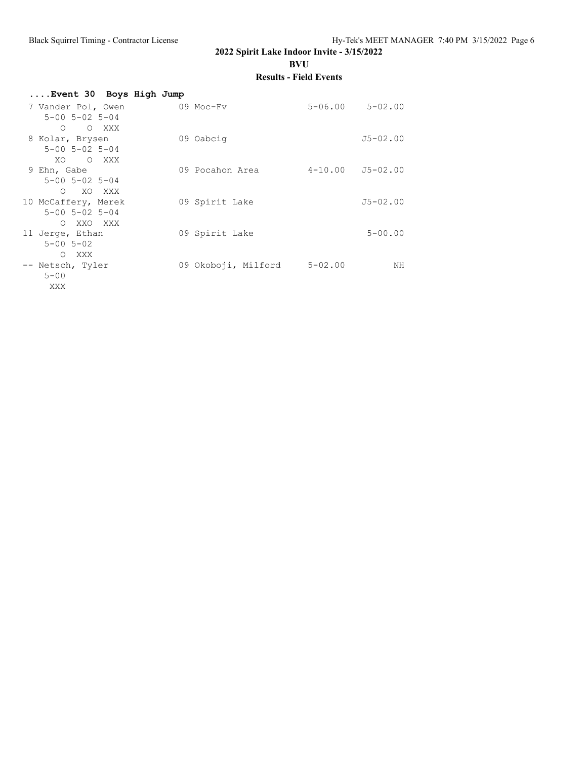# 2022 Spirit Lake Indoor Invite - 3/15/2022

**BVU**

**Results - Field Events**

### ....Event 30 Boys High Jump

```
 7 Vander Pol, Owen          09 Moc-Fv              5-06.00    5-02.00
    5-00 5-02 5-04
      O    O  XXX
 8 Kolar, Brysen             09 Oabcig                        J5-02.00
    5-00 5-02 5-04
     XO    O  XXX
 9 Ehn, Gabe                 09 Pocahon Area        4-10.00   J5-02.00
    5-00 5-02 5-04
      O   XO  XXX
10 McCaffery, Merek          09 Spirit Lake                   J5-02.00
    5-00 5-02 5-04
      O  XXO  XXX
11 Jerge, Ethan              09 Spirit Lake                    5-00.00
    5-00 5-02
      O  XXX
-- Netsch, Tyler             09 Okoboji, Milford    5-02.00         NH
    5-00
     XXX
```